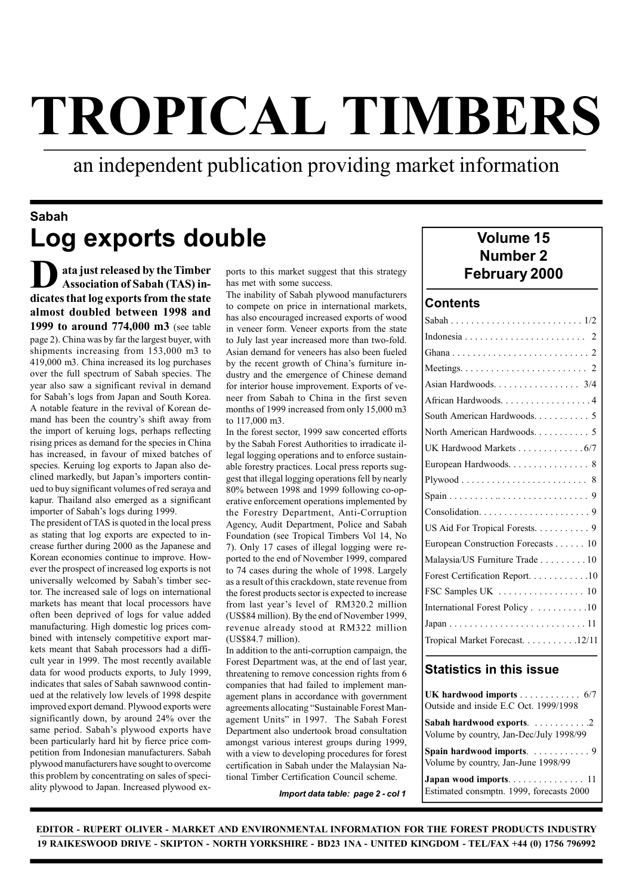# TROPICAL TIMBERS

an independent publication providing market information

## Sabah

# Log exports double

**Data just released by the Timber Association of Sabah (TAS) indicates that log exports from the state almost doubled between 1998 and 1999 to around 774,000 m3** (see table page 2). China was by far the largest buyer, with shipments increasing from 153,000 m3 to 419,000 m3. China increased its log purchases over the full spectrum of Sabah species. The year also saw a significant revival in demand for Sabah's logs from Japan and South Korea. A notable feature in the revival of Korean demand has been the country's shift away from the import of keruing logs, perhaps reflecting rising prices as demand for the species in China has increased, in favour of mixed batches of species. Keruing log exports to Japan also declined markedly, but Japan's importers continued to buy significant volumes of red seraya and kapur. Thailand also emerged as a significant importer of Sabah's logs during 1999.

The president of TAS is quoted in the local press as stating that log exports are expected to increase further during 2000 as the Japanese and Korean economies continue to improve. However the prospect of increased log exports is not universally welcomed by Sabah's timber sector. The increased sale of logs on international markets has meant that local processors have often been deprived of logs for value added manufacturing. High domestic log prices combined with intensely competitive export markets meant that Sabah processors had a difficult year in 1999. The most recently available data for wood products exports, to July 1999, indicates that sales of Sabah sawnwood continued at the relatively low levels of 1998 despite improved export demand. Plywood exports were significantly down, by around 24% over the same period. Sabah's plywood exports have been particularly hard hit by fierce price competition from Indonesian manufacturers. Sabah plywood manufacturers have sought to overcome this problem by concentrating on sales of speciality plywood to Japan. Increased plywood exports to this market suggest that this strategy has met with some success.

The inability of Sabah plywood manufacturers to compete on price in international markets, has also encouraged increased exports of wood in veneer form. Veneer exports from the state to July last year increased more than two-fold. Asian demand for veneers has also been fueled by the recent growth of China's furniture industry and the emergence of Chinese demand for interior house improvement. Exports of veneer from Sabah to China in the first seven months of 1999 increased from only 15,000 m3 to 117,000 m3.

In the forest sector, 1999 saw concerted efforts by the Sabah Forest Authorities to irradicate illegal logging operations and to enforce sustainable forestry practices. Local press reports suggest that illegal logging operations fell by nearly 80% between 1998 and 1999 following co-operative enforcement operations implemented by the Forestry Department, Anti-Corruption Agency, Audit Department, Police and Sabah Foundation (see Tropical Timbers Vol 14, No 7). Only 17 cases of illegal logging were reported to the end of November 1999, compared to 74 cases during the whole of 1998. Largely as a result of this crackdown, state revenue from the forest products sector is expected to increase from last year's level of RM320.2 million (US$84 million). By the end of November 1999, revenue already stood at RM322 million (US$84.7 million).

In addition to the anti-corruption campaign, the Forest Department was, at the end of last year, threatening to remove concession rights from 6 companies that had failed to implement management plans in accordance with government agreements allocating "Sustainable Forest Management Units" in 1997. The Sabah Forest Department also undertook broad consultation amongst various interest groups during 1999, with a view to developing procedures for forest certification in Sabah under the Malaysian National Timber Certification Council scheme.

*Import data table: page 2 - col 1*

## Volume 15 Number 2 February 2000

### Contents

| | |
|---|---|
| Sabah | 1/2 |
| Indonesia | 2 |
| Ghana | 2 |
| Meetings | 2 |
| Asian Hardwoods | 3/4 |
| African Hardwoods | 4 |
| South American Hardwoods | 5 |
| North American Hardwoods | 5 |
| UK Hardwood Markets | 6/7 |
| European Hardwoods | 8 |
| Plywood | 8 |
| Spain | 9 |
| Consolidation | 9 |
| US Aid For Tropical Forests | 9 |
| European Construction Forecasts | 10 |
| Malaysia/US Furniture Trade | 10 |
| Forest Certification Report | 10 |
| FSC Samples UK | 10 |
| International Forest Policy | 10 |
| Japan | 11 |
| Tropical Market Forecast | 12/11 |

### Statistics in this issue

**UK hardwood imports** .......... 6/7
Outside and inside E.C Oct. 1999/1998

**Sabah hardwood exports** .......... 2
Volume by country, Jan-Dec/July 1998/99

**Spain hardwood imports** .......... 9
Volume by country, Jan-June 1998/99

**Japan wood imports** .......... 11
Estimated consmptn. 1999, forecasts 2000

**EDITOR - RUPERT OLIVER - MARKET AND ENVIRONMENTAL INFORMATION FOR THE FOREST PRODUCTS INDUSTRY**
**19 RAIKESWOOD DRIVE - SKIPTON - NORTH YORKSHIRE - BD23 1NA - UNITED KINGDOM - TEL/FAX +44 (0) 1756 796992**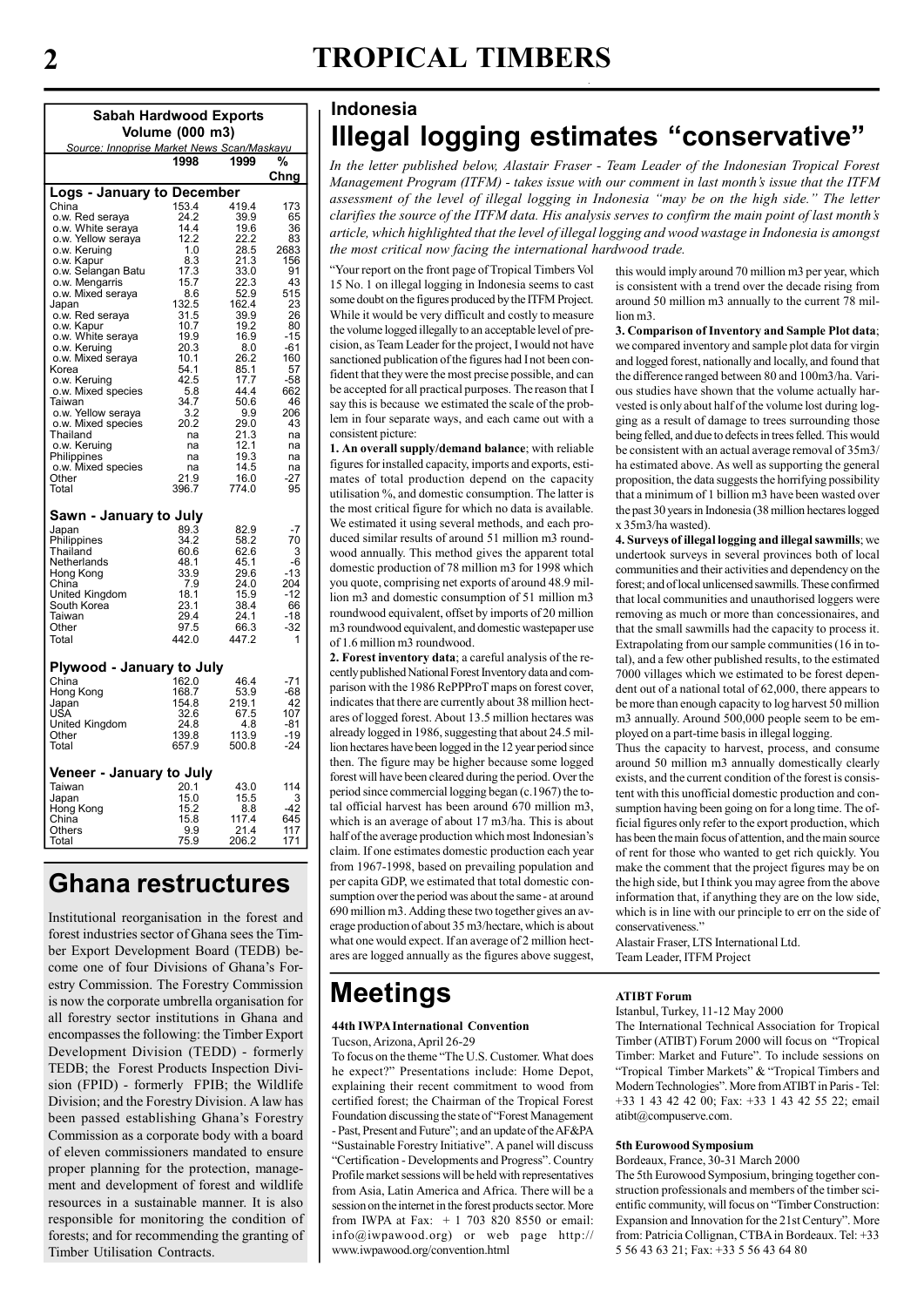## Sabah Hardwood Exports Volume (000 m3)

*Source: Innoprise Market News Scan/Maskayu*

| | 1998 | 1999 | % Chng |
|---|---|---|---|
| **Logs - January to December** | | | |
| China | 153.4 | 419.4 | 173 |
| o.w. Red seraya | 24.2 | 39.9 | 65 |
| o.w. White seraya | 14.4 | 19.6 | 36 |
| o.w. Yellow seraya | 12.2 | 22.2 | 83 |
| o.w. Keruing | 1.0 | 28.5 | 2683 |
| o.w. Kapur | 8.3 | 21.3 | 156 |
| o.w. Selangan Batu | 17.3 | 33.0 | 91 |
| o.w. Mengarris | 15.7 | 22.3 | 43 |
| o.w. Mixed seraya | 8.6 | 52.9 | 515 |
| Japan | 132.5 | 162.4 | 23 |
| o.w. Red seraya | 31.5 | 39.9 | 26 |
| o.w. Kapur | 10.7 | 19.2 | 80 |
| o.w. White seraya | 19.9 | 16.9 | -15 |
| o.w. Keruing | 20.3 | 8.0 | -61 |
| o.w. Mixed seraya | 10.1 | 26.2 | 160 |
| Korea | 54.1 | 85.1 | 57 |
| o.w. Keruing | 42.5 | 17.7 | -58 |
| o.w. Mixed species | 5.8 | 44.4 | 662 |
| Taiwan | 34.7 | 50.6 | 46 |
| o.w. Yellow seraya | 3.2 | 9.9 | 206 |
| o.w. Mixed species | 20.2 | 29.0 | 43 |
| Thailand | na | 21.3 | na |
| o.w. Keruing | na | 12.1 | na |
| Philippines | na | 19.3 | na |
| o.w. Mixed species | na | 14.5 | na |
| Other | 21.9 | 16.0 | -27 |
| Total | 396.7 | 774.0 | 95 |
| **Sawn - January to July** | | | |
| Japan | 89.3 | 82.9 | -7 |
| Philippines | 34.2 | 58.2 | 70 |
| Thailand | 60.6 | 62.6 | 3 |
| Netherlands | 48.1 | 45.1 | -6 |
| Hong Kong | 33.9 | 29.6 | -13 |
| China | 7.9 | 24.0 | 204 |
| United Kingdom | 18.1 | 15.9 | -12 |
| South Korea | 23.1 | 38.4 | 66 |
| Taiwan | 29.4 | 24.1 | -18 |
| Other | 97.5 | 66.3 | -32 |
| Total | 442.0 | 447.2 | 1 |
| **Plywood - January to July** | | | |
| China | 162.0 | 46.4 | -71 |
| Hong Kong | 168.7 | 53.9 | -68 |
| Japan | 154.8 | 219.1 | 42 |
| USA | 32.6 | 67.5 | 107 |
| United Kingdom | 24.8 | 4.8 | -81 |
| Other | 139.8 | 113.9 | -19 |
| Total | 657.9 | 500.8 | -24 |
| **Veneer - January to July** | | | |
| Taiwan | 20.1 | 43.0 | 114 |
| Japan | 15.0 | 15.5 | 3 |
| Hong Kong | 15.2 | 8.8 | -42 |
| China | 15.8 | 117.4 | 645 |
| Others | 9.9 | 21.4 | 117 |
| Total | 75.9 | 206.2 | 171 |

# Ghana restructures

Institutional reorganisation in the forest and forest industries sector of Ghana sees the Timber Export Development Board (TEDB) become one of four Divisions of Ghana's Forestry Commission. The Forestry Commission is now the corporate umbrella organisation for all forestry sector institutions in Ghana and encompasses the following: the Timber Export Development Division (TEDD) - formerly TEDB; the Forest Products Inspection Division (FPID) - formerly FPIB; the Wildlife Division; and the Forestry Division. A law has been passed establishing Ghana's Forestry Commission as a corporate body with a board of eleven commissioners mandated to ensure proper planning for the protection, management and development of forest and wildlife resources in a sustainable manner. It is also responsible for monitoring the condition of forests; and for recommending the granting of Timber Utilisation Contracts.

## Indonesia

# Illegal logging estimates "conservative"

*In the letter published below, Alastair Fraser - Team Leader of the Indonesian Tropical Forest Management Program (ITFM) - takes issue with our comment in last month's issue that the ITFM assessment of the level of illegal logging in Indonesia "may be on the high side." The letter clarifies the source of the ITFM data. His analysis serves to confirm the main point of last month's article, which highlighted that the level of illegal logging and wood wastage in Indonesia is amongst the most critical now facing the international hardwood trade.*

"Your report on the front page of Tropical Timbers Vol 15 No. 1 on illegal logging in Indonesia seems to cast some doubt on the figures produced by the ITFM Project. While it would be very difficult and costly to measure the volume logged illegally to an acceptable level of precision, as Team Leader for the project, I would not have sanctioned publication of the figures had I not been confident that they were the most precise possible, and can be accepted for all practical purposes. The reason that I say this is because we estimated the scale of the problem in four separate ways, and each came out with a consistent picture:

**1. An overall supply/demand balance**; with reliable figures for installed capacity, imports and exports, estimates of total production depend on the capacity utilisation %, and domestic consumption. The latter is the most critical figure for which no data is available. We estimated it using several methods, and each produced similar results of around 51 million m3 roundwood annually. This method gives the apparent total domestic production of 78 million m3 for 1998 which you quote, comprising net exports of around 48.9 million m3 and domestic consumption of 51 million m3 roundwood equivalent, offset by imports of 20 million m3 roundwood equivalent, and domestic wastepaper use of 1.6 million m3 roundwood.

**2. Forest inventory data**; a careful analysis of the recently published National Forest Inventory data and comparison with the 1986 RePPProT maps on forest cover, indicates that there are currently about 38 million hectares of logged forest. About 13.5 million hectares was already logged in 1986, suggesting that about 24.5 million hectares have been logged in the 12 year period since then. The figure may be higher because some logged forest will have been cleared during the period. Over the period since commercial logging began (c.1967) the total official harvest has been around 670 million m3, which is an average of about 17 m3/ha. This is about half of the average production which most Indonesian's claim. If one estimates domestic production each year from 1967-1998, based on prevailing population and per capita GDP, we estimated that total domestic consumption over the period was about the same - at around 690 million m3. Adding these two together gives an average production of about 35 m3/hectare, which is about what one would expect. If an average of 2 million hectares are logged annually as the figures above suggest, this would imply around 70 million m3 per year, which is consistent with a trend over the decade rising from around 50 million m3 annually to the current 78 million m3.

**3. Comparison of Inventory and Sample Plot data**; we compared inventory and sample plot data for virgin and logged forest, nationally and locally, and found that the difference ranged between 80 and 100m3/ha. Various studies have shown that the volume actually harvested is only about half of the volume lost during logging as a result of damage to trees surrounding those being felled, and due to defects in trees felled. This would be consistent with an actual average removal of 35m3/ha estimated above. As well as supporting the general proposition, the data suggests the horrifying possibility that a minimum of 1 billion m3 have been wasted over the past 30 years in Indonesia (38 million hectares logged x 35m3/ha wasted).

**4. Surveys of illegal logging and illegal sawmills**; we undertook surveys in several provinces both of local communities and their activities and dependency on the forest; and of local unlicensed sawmills. These confirmed that local communities and unauthorised loggers were removing as much or more than concessionaires, and that the small sawmills had the capacity to process it. Extrapolating from our sample communities (16 in total), and a few other published results, to the estimated 7000 villages which we estimated to be forest dependent out of a national total of 62,000, there appears to be more than enough capacity to log harvest 50 million m3 annually. Around 500,000 people seem to be employed on a part-time basis in illegal logging.

Thus the capacity to harvest, process, and consume around 50 million m3 annually domestically clearly exists, and the current condition of the forest is consistent with this unofficial domestic production and consumption having been going on for a long time. The official figures only refer to the export production, which has been the main focus of attention, and the main source of rent for those who wanted to get rich quickly. You make the comment that the project figures may be on the high side, but I think you may agree from the above information that, if anything they are on the low side, which is in line with our principle to err on the side of conservativeness."

Alastair Fraser, LTS International Ltd.
Team Leader, ITFM Project

# Meetings

**44th IWPA International Convention**
Tucson, Arizona, April 26-29

To focus on the theme "The U.S. Customer. What does he expect?" Presentations include: Home Depot, explaining their recent commitment to wood from certified forest; the Chairman of the Tropical Forest Foundation discussing the state of "Forest Management - Past, Present and Future"; and an update of the AF&PA "Sustainable Forestry Initiative". A panel will discuss "Certification - Developments and Progress". Country Profile market sessions will be held with representatives from Asia, Latin America and Africa. There will be a session on the internet in the forest products sector. More from IWPA at Fax: + 1 703 820 8550 or email: info@iwpawood.org) or web page http://www.iwpawood.org/convention.html

**ATIBT Forum**
Istanbul, Turkey, 11-12 May 2000

The International Technical Association for Tropical Timber (ATIBT) Forum 2000 will focus on "Tropical Timber: Market and Future". To include sessions on "Tropical Timber Markets" & "Tropical Timbers and Modern Technologies". More from ATIBT in Paris - Tel: +33 1 43 42 42 00; Fax: +33 1 43 42 55 22; email atibt@compuserve.com.

**5th Eurowood Symposium**
Bordeaux, France, 30-31 March 2000

The 5th Eurowood Symposium, bringing together construction professionals and members of the timber scientific community, will focus on "Timber Construction: Expansion and Innovation for the 21st Century". More from: Patricia Collignan, CTBA in Bordeaux. Tel: +33 5 56 43 63 21; Fax: +33 5 56 43 64 80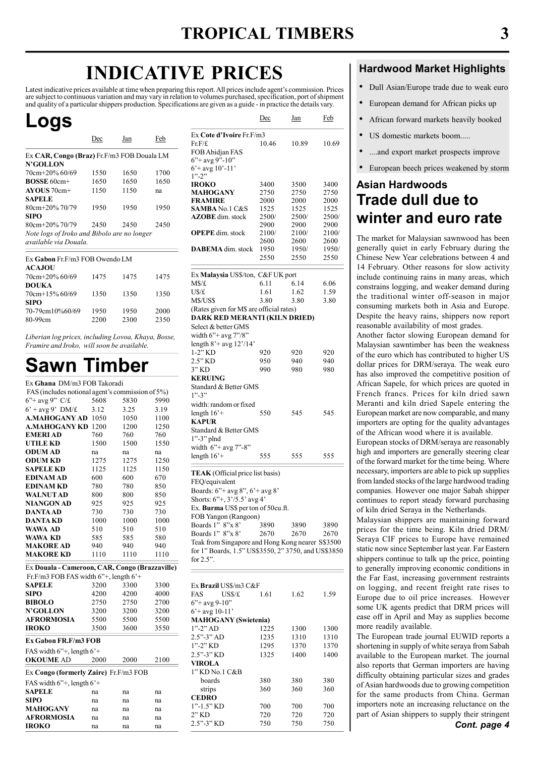# INDICATIVE PRICES

Latest indicative prices available at time when preparing this report. All prices include agent's commission. Prices are subject to continuous variation and may vary in relation to volumes purchased, specification, port of shipment and quality of a particular shippers production. Specifications are given as a guide - in practice the details vary.

## Logs

| | Dec | Jan | Feb |
|---|---|---|---|
| Ex **CAR, Congo (Braz)** Fr.F/m3 FOB Douala LM | | | |
| **N'GOLLON** | | | |
| 70cm+20% 60/69 | 1550 | 1650 | 1700 |
| **BOSSE** 60cm+ | 1650 | 1650 | 1650 |
| **AYOUS** 70cm+ | 1150 | 1150 | na |
| **SAPELE** | | | |
| 80cm+20% 70/79 | 1950 | 1950 | 1950 |
| **SIPO** | | | |
| 80cm+20% 70/79 | 2450 | 2450 | 2450 |

*Note logs of Iroko and Bibolo are no longer available via Douala.*

| | Dec | Jan | Feb |
|---|---|---|---|
| Ex **Gabon** Fr.F/m3 FOB Owendo LM | | | |
| **ACAJOU** | | | |
| 70cm+20% 60/69 | 1475 | 1475 | 1475 |
| **DOUKA** | | | |
| 70cm+15% 60/69 | 1350 | 1350 | 1350 |
| **SIPO** | | | |
| 70-79cm10%60/69 | 1950 | 1950 | 2000 |
| 80-99cm | 2200 | 2300 | 2350 |

*Liberian log prices, including Lovoa, Khaya, Bosse, Framire and Iroko, will soon be available.*

## Sawn Timber

| | Dec | Jan | Feb |
|---|---|---|---|
| Ex **Ghana** DM/m3 FOB Takoradi | | | |
| FAS (includes notional agent's commission of 5%) | | | |
| 6"+ avg 9" C/£ | 5608 | 5830 | 5990 |
| 6' + avg 9' DM/£ | 3.12 | 3.25 | 3.19 |
| **A.MAHOGANY AD** | 1050 | 1050 | 1100 |
| **A.MAHOGANY KD** | 1200 | 1200 | 1250 |
| **EMERI AD** | 760 | 760 | 760 |
| **UTILE KD** | 1500 | 1500 | 1550 |
| **ODUM AD** | na | na | na |
| **ODUM KD** | 1275 | 1275 | 1250 |
| **SAPELE KD** | 1125 | 1125 | 1150 |
| **EDINAM AD** | 600 | 600 | 670 |
| **EDINAM KD** | 780 | 780 | 850 |
| **WALNUT AD** | 800 | 800 | 850 |
| **NIANGON AD** | 925 | 925 | 925 |
| **DANTA AD** | 730 | 730 | 730 |
| **DANTA KD** | 1000 | 1000 | 1000 |
| **WAWA AD** | 510 | 510 | 510 |
| **WAWA KD** | 585 | 585 | 580 |
| **MAKORE AD** | 940 | 940 | 940 |
| **MAKORE KD** | 1110 | 1110 | 1110 |

| | Dec | Jan | Feb |
|---|---|---|---|
| Ex **Douala - Cameroon, CAR, Congo (Brazzaville)** | | | |
| Fr.F/m3 FOB FAS width 6"+, length 6'+ | | | |
| **SAPELE** | 3200 | 3300 | 3300 |
| **SIPO** | 4200 | 4200 | 4000 |
| **BIBOLO** | 2750 | 2750 | 2700 |
| **N'GOLLON** | 3200 | 3200 | 3200 |
| **AFRORMOSIA** | 5500 | 5500 | 5500 |
| **IROKO** | 3500 | 3600 | 3550 |

| | Dec | Jan | Feb |
|---|---|---|---|
| **Ex Gabon FR.F/m3 FOB** | | | |
| FAS width 6"+, length 6'+ | | | |
| **OKOUME** AD | 2000 | 2000 | 2100 |

| | Dec | Jan | Feb |
|---|---|---|---|
| Ex **Congo (formerly Zaire)** Fr.F/m3 FOB | | | |
| FAS width 6"+, length 6'+ | | | |
| **SAPELE** | na | na | na |
| **SIPO** | na | na | na |
| **MAHOGANY** | na | na | na |
| **AFRORMOSIA** | na | na | na |
| **IROKO** | na | na | na |

| | Dec | Jan | Feb |
|---|---|---|---|
| Ex **Cote d'Ivoire** Fr.F/m3 | | | |
| Fr.F/£ | 10.46 | 10.89 | 10.69 |
| FOB Abidjan FAS | | | |
| 6"+ avg 9"-10" | | | |
| 6'+ avg 10'-11' | | | |
| 1"-2" | | | |
| **IROKO** | 3400 | 3500 | 3400 |
| **MAHOGANY** | 2750 | 2750 | 2750 |
| **FRAMIRE** | 2000 | 2000 | 2000 |
| **SAMBA** No.1 C&S | 1525 | 1525 | 1525 |
| **AZOBE** dim. stock | 2500/ 2900 | 2500/ 2900 | 2500/ 2900 |
| **OPEPE** dim. stock | 2100/ 2600 | 2100/ 2600 | 2100/ 2600 |
| **DABEMA** dim. stock | 1950 2550 | 1950/ 2550 | 1950/ 2550 |

| | Dec | Jan | Feb |
|---|---|---|---|
| Ex **Malaysia** US$/ton, C&F UK port | | | |
| M$/£ | 6.11 | 6.14 | 6.06 |
| U$/£ | 1.61 | 1.62 | 1.59 |
| M$/US$ | 3.80 | 3.80 | 3.80 |
| (Rates given for M$ are official rates) | | | |
| **DARK RED MERANTI (KILN DRIED)** | | | |
| Select & better GMS | | | |
| width 6"+ avg 7"/8" | | | |
| length 8'+ avg 12'/14' | | | |
| 1-2" KD | 920 | 920 | 920 |
| 2.5" KD | 950 | 940 | 940 |
| 3" KD | 990 | 980 | 980 |
| **KERUING** | | | |
| Standard & Better GMS | | | |
| 1"-3" | | | |
| width: random or fixed | | | |
| length 16'+ | 550 | 545 | 545 |
| **KAPUR** | | | |
| Standard & Better GMS | | | |
| 1"-3" plnd | | | |
| width 6"+ avg 7"-8" | | | |
| length 16'+ | 555 | 555 | 555 |

| | Dec | Jan | Feb |
|---|---|---|---|
| **TEAK** (Official price list basis) | | | |
| FEQ/equivalent | | | |
| Boards: 6"+ avg 8", 6'+ avg 8' | | | |
| Shorts: 6"+, 3'/5.5' avg 4' | | | |
| Ex. **Burma** US$ per ton of 50cu.ft. | | | |
| FOB Yangon (Rangoon) | | | |
| Boards 1" 8"x 8' | 3890 | 3890 | 3890 |
| Boards 1" 8"x 8' | 2670 | 2670 | 2670 |

Teak from Singapore and Hong Kong nearer S$3500 for 1" Boards, 1.5" US$3550, 2" 3750, and US$3850 for 2.5".

| | Dec | Jan | Feb |
|---|---|---|---|
| Ex **Brazil** US$/m3 C&F | | | |
| FAS US$/£ | 1.61 | 1.62 | 1.59 |
| 6"+ avg 9-10" | | | |
| 6'+ avg 10-11' | | | |
| **MAHOGANY (Swietenia)** | | | |
| 1"-2" AD | 1225 | 1300 | 1300 |
| 2.5"-3" AD | 1235 | 1310 | 1310 |
| 1"-2" KD | 1295 | 1370 | 1370 |
| 2.5"-3" KD | 1325 | 1400 | 1400 |
| **VIROLA** | | | |
| 1" KD No.1 C&B | | | |
| boards | 380 | 380 | 380 |
| strips | 360 | 360 | 360 |
| **CEDRO** | | | |
| 1"-1.5" KD | 700 | 700 | 700 |
| 2" KD | 720 | 720 | 720 |
| 2.5"-3" KD | 750 | 750 | 750 |

### Hardwood Market Highlights

- Dull Asian/Europe trade due to weak euro
- European demand for African picks up
- African forward markets heavily booked
- US domestic markets boom.....
- ....and export market prospects improve
- European beech prices weakened by storm

### Asian Hardwoods

## Trade dull due to winter and euro rate

The market for Malaysian sawnwood has been generally quiet in early February during the Chinese New Year celebrations between 4 and 14 February. Other reasons for slow activity include continuing rains in many areas, which constrains logging, and weaker demand during the traditional winter off-season in major consuming markets both in Asia and Europe. Despite the heavy rains, shippers now report reasonable availability of most grades.

Another factor slowing European demand for Malaysian sawntimber has been the weakness of the euro which has contributed to higher US dollar prices for DRM/seraya. The weak euro has also improved the competitive position of African Sapele, for which prices are quoted in French francs. Prices for kiln dried sawn Meranti and kiln dried Sapele entering the European market are now comparable, and many importers are opting for the quality advantages of the African wood where it is available.

European stocks of DRM/seraya are reasonably high and importers are generally steering clear of the forward market for the time being. Where necessary, importers are able to pick up supplies from landed stocks of the large hardwood trading companies. However one major Sabah shipper continues to report steady forward purchasing of kiln dried Seraya in the Netherlands.

Malaysian shippers are maintaining forward prices for the time being. Kiln dried DRM/ Seraya CIF prices to Europe have remained static now since September last year. Far Eastern shippers continue to talk up the price, pointing to generally improving economic conditions in the Far East, increasing government restraints on logging, and recent freight rate rises to Europe due to oil price increases. However some UK agents predict that DRM prices will ease off in April and May as supplies become more readily available.

The European trade journal EUWID reports a shortening in supply of white seraya from Sabah available to the European market. The journal also reports that German importers are having difficulty obtaining particular sizes and grades of Asian hardwoods due to growing competition for the same products from China. German importers note an increasing reluctance on the part of Asian shippers to supply their stringent

***Cont. page 4***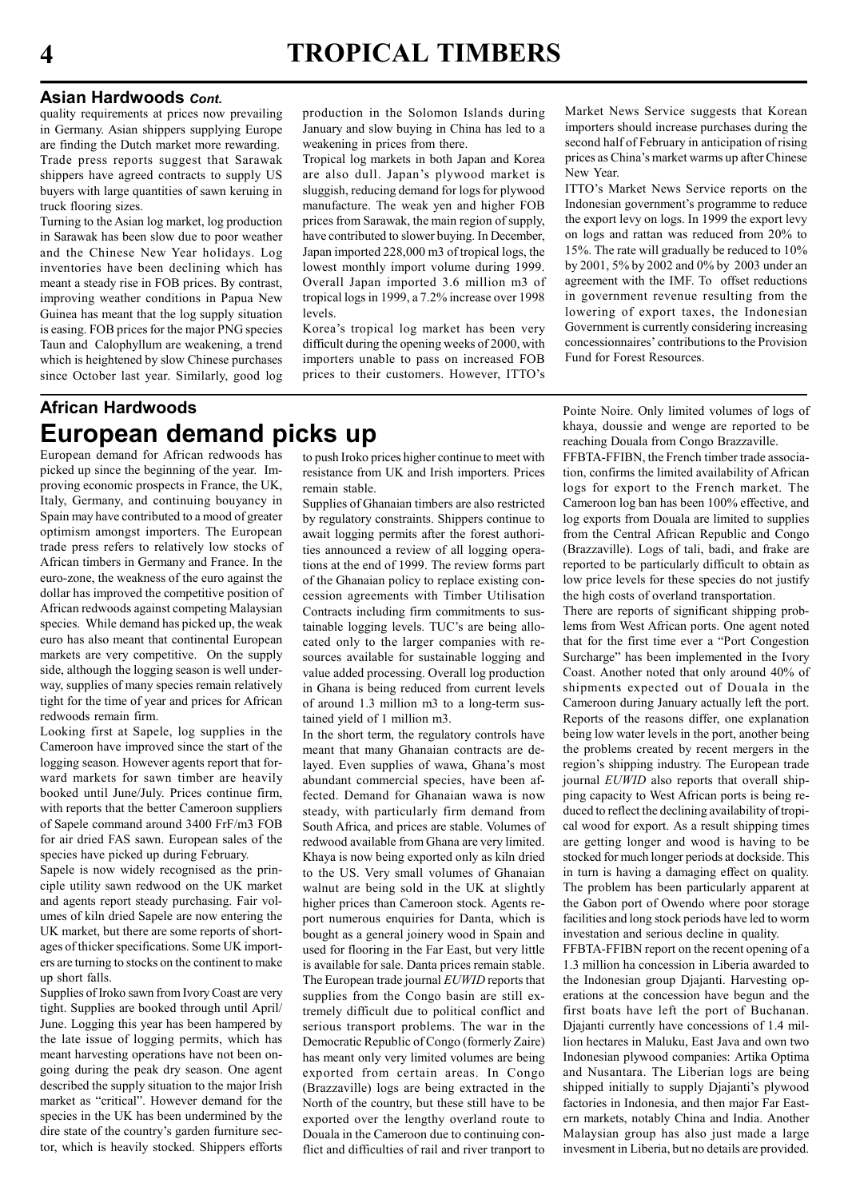### Asian Hardwoods *Cont.*

quality requirements at prices now prevailing in Germany. Asian shippers supplying Europe are finding the Dutch market more rewarding.

Trade press reports suggest that Sarawak shippers have agreed contracts to supply US buyers with large quantities of sawn keruing in truck flooring sizes.

Turning to the Asian log market, log production in Sarawak has been slow due to poor weather and the Chinese New Year holidays. Log inventories have been declining which has meant a steady rise in FOB prices. By contrast, improving weather conditions in Papua New Guinea has meant that the log supply situation is easing. FOB prices for the major PNG species Taun and Calophyllum are weakening, a trend which is heightened by slow Chinese purchases since October last year. Similarly, good log production in the Solomon Islands during January and slow buying in China has led to a weakening in prices from there.

Tropical log markets in both Japan and Korea are also dull. Japan's plywood market is sluggish, reducing demand for logs for plywood manufacture. The weak yen and higher FOB prices from Sarawak, the main region of supply, have contributed to slower buying. In December, Japan imported 228,000 m3 of tropical logs, the lowest monthly import volume during 1999. Overall Japan imported 3.6 million m3 of tropical logs in 1999, a 7.2% increase over 1998 levels.

Korea's tropical log market has been very difficult during the opening weeks of 2000, with importers unable to pass on increased FOB prices to their customers. However, ITTO's Market News Service suggests that Korean importers should increase purchases during the second half of February in anticipation of rising prices as China's market warms up after Chinese New Year.

ITTO's Market News Service reports on the Indonesian government's programme to reduce the export levy on logs. In 1999 the export levy on logs and rattan was reduced from 20% to 15%. The rate will gradually be reduced to 10% by 2001, 5% by 2002 and 0% by 2003 under an agreement with the IMF. To offset reductions in government revenue resulting from the lowering of export taxes, the Indonesian Government is currently considering increasing concessionnaires' contributions to the Provision Fund for Forest Resources.

### African Hardwoods

## European demand picks up

European demand for African redwoods has picked up since the beginning of the year. Improving economic prospects in France, the UK, Italy, Germany, and continuing bouyancy in Spain may have contributed to a mood of greater optimism amongst importers. The European trade press refers to relatively low stocks of African timbers in Germany and France. In the euro-zone, the weakness of the euro against the dollar has improved the competitive position of African redwoods against competing Malaysian species. While demand has picked up, the weak euro has also meant that continental European markets are very competitive. On the supply side, although the logging season is well underway, supplies of many species remain relatively tight for the time of year and prices for African redwoods remain firm.

Looking first at Sapele, log supplies in the Cameroon have improved since the start of the logging season. However agents report that forward markets for sawn timber are heavily booked until June/July. Prices continue firm, with reports that the better Cameroon suppliers of Sapele command around 3400 FrF/m3 FOB for air dried FAS sawn. European sales of the species have picked up during February.

Sapele is now widely recognised as the principle utility sawn redwood on the UK market and agents report steady purchasing. Fair volumes of kiln dried Sapele are now entering the UK market, but there are some reports of shortages of thicker specifications. Some UK importers are turning to stocks on the continent to make up short falls.

Supplies of Iroko sawn from Ivory Coast are very tight. Supplies are booked through until April/June. Logging this year has been hampered by the late issue of logging permits, which has meant harvesting operations have not been ongoing during the peak dry season. One agent described the supply situation to the major Irish market as "critical". However demand for the species in the UK has been undermined by the dire state of the country's garden furniture sector, which is heavily stocked. Shippers efforts to push Iroko prices higher continue to meet with resistance from UK and Irish importers. Prices remain stable.

Supplies of Ghanaian timbers are also restricted by regulatory constraints. Shippers continue to await logging permits after the forest authorities announced a review of all logging operations at the end of 1999. The review forms part of the Ghanaian policy to replace existing concession agreements with Timber Utilisation Contracts including firm commitments to sustainable logging levels. TUC's are being allocated only to the larger companies with resources available for sustainable logging and value added processing. Overall log production in Ghana is being reduced from current levels of around 1.3 million m3 to a long-term sustained yield of 1 million m3.

In the short term, the regulatory controls have meant that many Ghanaian contracts are delayed. Even supplies of wawa, Ghana's most abundant commercial species, have been affected. Demand for Ghanaian wawa is now steady, with particularly firm demand from South Africa, and prices are stable. Volumes of redwood available from Ghana are very limited. Khaya is now being exported only as kiln dried to the US. Very small volumes of Ghanaian walnut are being sold in the UK at slightly higher prices than Cameroon stock. Agents report numerous enquiries for Danta, which is bought as a general joinery wood in Spain and used for flooring in the Far East, but very little is available for sale. Danta prices remain stable.

The European trade journal *EUWID* reports that supplies from the Congo basin are still extremely difficult due to political conflict and serious transport problems. The war in the Democratic Republic of Congo (formerly Zaire) has meant only very limited volumes are being exported from certain areas. In Congo (Brazzaville) logs are being extracted in the North of the country, but these still have to be exported over the lengthy overland route to Douala in the Cameroon due to continuing conflict and difficulties of rail and river tranport to Pointe Noire. Only limited volumes of logs of khaya, doussie and wenge are reported to be reaching Douala from Congo Brazzaville.

FFBTA-FFIBN, the French timber trade association, confirms the limited availability of African logs for export to the French market. The Cameroon log ban has been 100% effective, and log exports from Douala are limited to supplies from the Central African Republic and Congo (Brazzaville). Logs of tali, badi, and frake are reported to be particularly difficult to obtain as low price levels for these species do not justify the high costs of overland transportation.

There are reports of significant shipping problems from West African ports. One agent noted that for the first time ever a "Port Congestion Surcharge" has been implemented in the Ivory Coast. Another noted that only around 40% of shipments expected out of Douala in the Cameroon during January actually left the port. Reports of the reasons differ, one explanation being low water levels in the port, another being the problems created by recent mergers in the region's shipping industry. The European trade journal *EUWID* also reports that overall shipping capacity to West African ports is being reduced to reflect the declining availability of tropical wood for export. As a result shipping times are getting longer and wood is having to be stocked for much longer periods at dockside. This in turn is having a damaging effect on quality. The problem has been particularly apparent at the Gabon port of Owendo where poor storage facilities and long stock periods have led to worm investation and serious decline in quality.

FFBTA-FFIBN report on the recent opening of a 1.3 million ha concession in Liberia awarded to the Indonesian group Djajanti. Harvesting operations at the concession have begun and the first boats have left the port of Buchanan. Djajanti currently have concessions of 1.4 million hectares in Maluku, East Java and own two Indonesian plywood companies: Artika Optima and Nusantara. The Liberian logs are being shipped initially to supply Djajanti's plywood factories in Indonesia, and then major Far Eastern markets, notably China and India. Another Malaysian group has also just made a large invesment in Liberia, but no details are provided.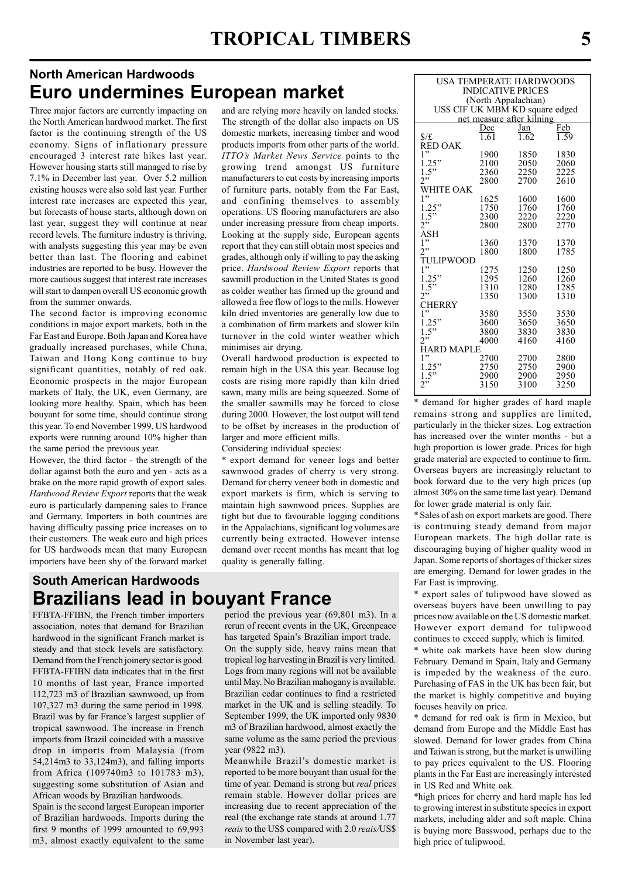## North American Hardwoods

# Euro undermines European market

Three major factors are currently impacting on the North American hardwood market. The first factor is the continuing strength of the US economy. Signs of inflationary pressure encouraged 3 interest rate hikes last year. However housing starts still managed to rise by 7.1% in December last year. Over 5.2 million existing houses were also sold last year. Further interest rate increases are expected this year, but forecasts of house starts, although down on last year, suggest they will continue at near record levels. The furniture industry is thriving, with analysts suggesting this year may be even better than last. The flooring and cabinet industries are reported to be busy. However the more cautious suggest that interest rate increases will start to dampen overall US economic growth from the summer onwards.

The second factor is improving economic conditions in major export markets, both in the Far East and Europe. Both Japan and Korea have gradually increased purchases, while China, Taiwan and Hong Kong continue to buy significant quantities, notably of red oak. Economic prospects in the major European markets of Italy, the UK, even Germany, are looking more healthy. Spain, which has been buoyant for some time, should continue strong this year. To end November 1999, US hardwood exports were running around 10% higher than the same period the previous year.

However, the third factor - the strength of the dollar against both the euro and yen - acts as a brake on the more rapid growth of export sales. *Hardwood Review Export* reports that the weak euro is particularly dampening sales to France and Germany. Importers in both countries are having difficulty passing price increases on to their customers. The weak euro and high prices for US hardwoods mean that many European importers have been shy of the forward market and are relying more heavily on landed stocks. The strength of the dollar also impacts on US domestic markets, increasing timber and wood products imports from other parts of the world. *ITTO's Market News Service* points to the growing trend amongst US furniture manufacturers to cut costs by increasing imports of furniture parts, notably from the Far East, and confining themselves to assembly operations. US flooring manufacturers are also under increasing pressure from cheap imports. Looking at the supply side, European agents report that they can still obtain most species and grades, although only if willing to pay the asking price. *Hardwood Review Export* reports that sawmill production in the United States is good as colder weather has firmed up the ground and allowed a free flow of logs to the mills. However kiln dried inventories are generally low due to a combination of firm markets and slower kiln turnover in the cold winter weather which minimises air drying.

Overall hardwood production is expected to remain high in the USA this year. Because log costs are rising more rapidly than kiln dried sawn, many mills are being squeezed. Some of the smaller sawmills may be forced to close during 2000. However, the lost output will tend to be offset by increases in the production of larger and more efficient mills.

Considering individual species:

* export demand for veneer logs and better sawnwood grades of cherry is very strong. Demand for cherry veneer both in domestic and export markets is firm, which is serving to maintain high sawnwood prices. Supplies are tight but due to favourable logging conditions in the Appalachians, significant log volumes are currently being extracted. However intense demand over recent months has meant that log quality is generally falling.

* demand for higher grades of hard maple remains strong and supplies are limited, particularly in the thicker sizes. Log extraction has increased over the winter months - but a high proportion is lower grade. Prices for high grade material are expected to continue to firm. Overseas buyers are increasingly reluctant to book forward due to the very high prices (up almost 30% on the same time last year). Demand for lower grade material is only fair.

* Sales of ash on export markets are good. There is continuing steady demand from major European markets. The high dollar rate is discouraging buying of higher quality wood in Japan. Some reports of shortages of thicker sizes are emerging. Demand for lower grades in the Far East is improving.

* export sales of tulipwood have slowed as overseas buyers have been unwilling to pay prices now available on the US domestic market. However export demand for tulipwood continues to exceed supply, which is limited.

* white oak markets have been slow during February. Demand in Spain, Italy and Germany is impeded by the weakness of the euro. Purchasing of FAS in the UK has been fair, but the market is highly competitive and buying focuses heavily on price.

* demand for red oak is firm in Mexico, but demand from Europe and the Middle East has slowed. Demand for lower grades from China and Taiwan is strong, but the market is unwilling to pay prices equivalent to the US. Flooring plants in the Far East are increasingly interested in US Red and White oak.

*high prices for cherry and hard maple has led to growing interest in substitute species in export markets, including alder and soft maple. China is buying more Basswood, perhaps due to the high price of tulipwood.

USA TEMPERATE HARDWOODS INDICATIVE PRICES (North Appalachian) US$ CIF UK MBM KD square edged net measure after kilning

| | Dec | Jan | Feb |
|---|---|---|---|
| $/£ | 1.61 | 1.62 | 1.59 |
| **RED OAK** | | | |
| 1" | 1900 | 1850 | 1830 |
| 1.25" | 2100 | 2050 | 2060 |
| 1.5" | 2360 | 2250 | 2225 |
| 2" | 2800 | 2700 | 2610 |
| **WHITE OAK** | | | |
| 1" | 1625 | 1600 | 1600 |
| 1.25" | 1750 | 1760 | 1760 |
| 1.5" | 2300 | 2220 | 2220 |
| 2" | 2800 | 2800 | 2770 |
| **ASH** | | | |
| 1" | 1360 | 1370 | 1370 |
| 2" | 1800 | 1800 | 1785 |
| **TULIPWOOD** | | | |
| 1" | 1275 | 1250 | 1250 |
| 1.25" | 1295 | 1260 | 1260 |
| 1.5" | 1310 | 1280 | 1285 |
| 2" | 1350 | 1300 | 1310 |
| **CHERRY** | | | |
| 1" | 3580 | 3550 | 3530 |
| 1.25" | 3600 | 3650 | 3650 |
| 1.5" | 3800 | 3830 | 3830 |
| 2" | 4000 | 4160 | 4160 |
| **HARD MAPLE** | | | |
| 1" | 2700 | 2700 | 2800 |
| 1.25" | 2750 | 2750 | 2900 |
| 1.5" | 2900 | 2900 | 2950 |
| 2" | 3150 | 3100 | 3250 |

## South American Hardwoods

# Brazilians lead in bouyant France

FFBTA-FFIBN, the French timber importers association, notes that demand for Brazilian hardwood in the significant Franch market is steady and that stock levels are satisfactory. Demand from the French joinery sector is good. FFBTA-FFIBN data indicates that in the first 10 months of last year, France imported 112,723 m3 of Brazilian sawnwood, up from 107,327 m3 during the same period in 1998. Brazil was by far France's largest supplier of tropical sawnwood. The increase in French imports from Brazil coincided with a massive drop in imports from Malaysia (from 54,214m3 to 33,124m3), and falling imports from Africa (109740m3 to 101783 m3), suggesting some substitution of Asian and African woods by Brazilian hardwoods.

Spain is the second largest European importer of Brazilian hardwoods. Imports during the first 9 months of 1999 amounted to 69,993 m3, almost exactly equivalent to the same period the previous year (69,801 m3). In a rerun of recent events in the UK, Greenpeace has targeted Spain's Brazilian import trade.

On the supply side, heavy rains mean that tropical log harvesting in Brazil is very limited. Logs from many regions will not be available until May. No Brazilian mahogany is available. Brazilian cedar continues to find a restricted market in the UK and is selling steadily. To September 1999, the UK imported only 9830 m3 of Brazilian hardwood, almost exactly the same volume as the same period the previous year (9822 m3).

Meanwhile Brazil's domestic market is reported to be more buoyant than usual for the time of year. Demand is strong but *real* prices remain stable. However dollar prices are increasing due to recent appreciation of the real (the exchange rate stands at around 1.77 *reais* to the US$ compared with 2.0 *reais*/US$ in November last year).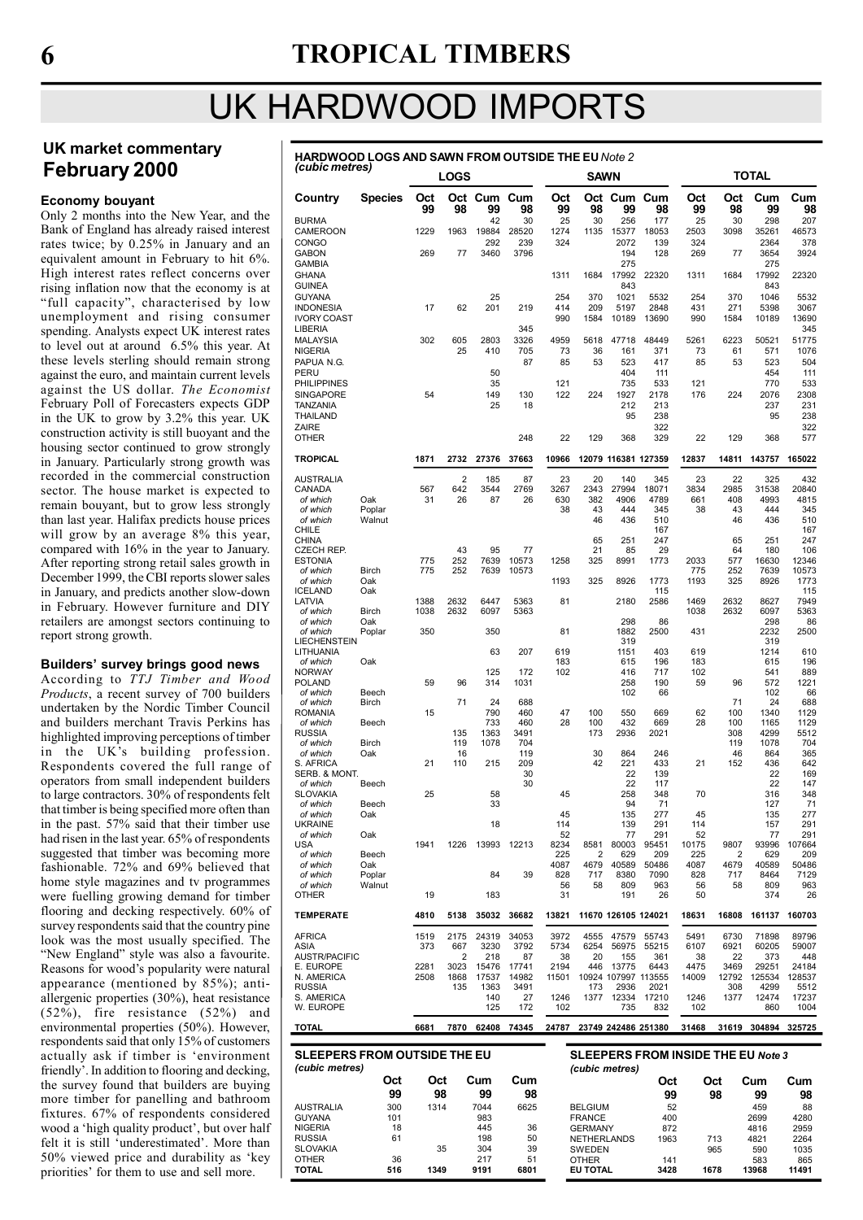# UK HARDWOOD IMPORTS

## UK market commentary
## February 2000

### Economy bouyant

Only 2 months into the New Year, and the Bank of England has already raised interest rates twice; by 0.25% in January and an equivalent amount in February to hit 6%. High interest rates reflect concerns over rising inflation now that the economy is at "full capacity", characterised by low unemployment and rising consumer spending. Analysts expect UK interest rates to level out at around 6.5% this year. At these levels sterling should remain strong against the euro, and maintain current levels against the US dollar. *The Economist* February Poll of Forecasters expects GDP in the UK to grow by 3.2% this year. UK construction activity is still buoyant and the housing sector continued to grow strongly in January. Particularly strong growth was recorded in the commercial construction sector. The house market is expected to remain bouyant, but to grow less strongly than last year. Halifax predicts house prices will grow by an average 8% this year, compared with 16% in the year to January. After reporting strong retail sales growth in December 1999, the CBI reports slower sales in January, and predicts another slow-down in February. However furniture and DIY retailers are amongst sectors continuing to report strong growth.

### Builders' survey brings good news

According to *TTJ Timber and Wood Products*, a recent survey of 700 builders undertaken by the Nordic Timber Council and builders merchant Travis Perkins has highlighted improving perceptions of timber in the UK's building profession. Respondents covered the full range of operators from small independent builders to large contractors. 30% of respondents felt that timber is being specified more often than in the past. 57% said that their timber use had risen in the last year. 65% of respondents suggested that timber was becoming more fashionable. 72% and 69% believed that home style magazines and tv programmes were fuelling growing demand for timber flooring and decking respectively. 60% of survey respondents said that the country pine look was the most usually specified. The "New England" style was also a favourite. Reasons for wood's popularity were natural appearance (mentioned by 85%); anti-allergenic properties (30%), heat resistance (52%), fire resistance (52%) and environmental properties (50%). However, respondents said that only 15% of customers actually ask if timber is 'environment friendly'. In addition to flooring and decking, the survey found that builders are buying more timber for panelling and bathroom fixtures. 67% of respondents considered wood a 'high quality product', but over half felt it is still 'underestimated'. More than 50% viewed price and durability as 'key priorities' for them to use and sell more.

**HARDWOOD LOGS AND SAWN FROM OUTSIDE THE EU** *Note 2*
*(cubic metres)*

| | | LOGS | | | | SAWN | | | | TOTAL | | | |
|---|---|---|---|---|---|---|---|---|---|---|---|---|---|
| **Country** | **Species** | **Oct 99** | **Oct 98** | **Cum 99** | **Cum 98** | **Oct 99** | **Oct 98** | **Cum 99** | **Cum 98** | **Oct 99** | **Oct 98** | **Cum 99** | **Cum 98** |
| BURMA | | | | 42 | 30 | 25 | 30 | 256 | 177 | 25 | 30 | 298 | 207 |
| CAMEROON | | 1229 | 1963 | 19884 | 28520 | 1274 | 1135 | 15377 | 18053 | 2503 | 3098 | 35261 | 46573 |
| CONGO | | | | 292 | 239 | 324 | | 2072 | 139 | 324 | | 2364 | 378 |
| GABON | | 269 | 77 | 3460 | 3796 | | | 194 | 128 | 269 | 77 | 3654 | 3924 |
| GAMBIA | | | | | | | | 275 | | | | 275 | |
| GHANA | | | | | | 1311 | 1684 | 17992 | 22320 | 1311 | 1684 | 17992 | 22320 |
| GUINEA | | | | | | | | 843 | | | | 843 | |
| GUYANA | | | | 25 | | 254 | 370 | 1021 | 5532 | 254 | 370 | 1046 | 5532 |
| INDONESIA | | 17 | 62 | 201 | 219 | 414 | 209 | 5197 | 2848 | 431 | 271 | 5398 | 3067 |
| IVORY COAST | | | | | | 990 | 1584 | 10189 | 13690 | 990 | 1584 | 10189 | 13690 |
| LIBERIA | | | | | 345 | | | | | | | | 345 |
| MALAYSIA | | 302 | 605 | 2803 | 3326 | 4959 | 5618 | 47718 | 48449 | 5261 | 6223 | 50521 | 51775 |
| NIGERIA | | | 25 | 410 | 705 | 73 | 36 | 161 | 371 | 73 | 61 | 571 | 1076 |
| PAPUA N.G. | | | | | 87 | 85 | 53 | 523 | 417 | 85 | 53 | 523 | 504 |
| PERU | | | | 50 | | | | 404 | 111 | | | 454 | 111 |
| PHILIPPINES | | | | 35 | | 121 | | 735 | 533 | 121 | | 770 | 533 |
| SINGAPORE | | 54 | | 149 | 130 | 122 | 224 | 1927 | 2178 | 176 | 224 | 2076 | 2308 |
| TANZANIA | | | | 25 | 18 | | | 212 | 213 | | | 237 | 231 |
| THAILAND | | | | | | | | 95 | 238 | | | 95 | 238 |
| ZAIRE | | | | | | | | | 322 | | | | 322 |
| OTHER | | | | | 248 | 22 | 129 | 368 | 329 | 22 | 129 | 368 | 577 |
| **TROPICAL** | | **1871** | **2732** | **27376** | **37663** | **10966** | **12079** | **116381** | **127359** | **12837** | **14811** | **143757** | **165022** |
| AUSTRALIA | | | 2 | 185 | 87 | 23 | 20 | 140 | 345 | 23 | 22 | 325 | 432 |
| CANADA | | 567 | 642 | 3544 | 2769 | 3267 | 2343 | 27994 | 18071 | 3834 | 2985 | 31538 | 20840 |
| *of which* | Oak | 31 | 26 | 87 | 26 | 630 | 382 | 4906 | 4789 | 661 | 408 | 4993 | 4815 |
| *of which* | Poplar | | | | | 38 | 43 | 444 | 345 | 38 | 43 | 444 | 345 |
| *of which* | Walnut | | | | | | 46 | 436 | 510 | | 46 | 436 | 510 |
| CHILE | | | | | | | | | 167 | | | | 167 |
| CHINA | | | | | | | 65 | 251 | 247 | | 65 | 251 | 247 |
| CZECH REP. | | | 43 | 95 | 77 | | 21 | 85 | 29 | | 64 | 180 | 106 |
| ESTONIA | | 775 | 252 | 7639 | 10573 | 1258 | 325 | 8991 | 1773 | 2033 | 577 | 16630 | 12346 |
| *of which* | Birch | 775 | 252 | 7639 | 10573 | | | | | 775 | 252 | 7639 | 10573 |
| *of which* | Oak | | | | | 1193 | 325 | 8926 | 1773 | 1193 | 325 | 8926 | 1773 |
| ICELAND | Oak | | | | | | | | 115 | | | | 115 |
| LATVIA | | 1388 | 2632 | 6447 | 5363 | 81 | | 2180 | 2586 | 1469 | 2632 | 8627 | 7949 |
| *of which* | Birch | 1038 | 2632 | 6097 | 5363 | | | | | 1038 | 2632 | 6097 | 5363 |
| *of which* | Oak | | | | | | | 298 | 86 | | | 298 | 86 |
| *of which* | Poplar | 350 | | 350 | | 81 | | 1882 | 2500 | 431 | | 2232 | 2500 |
| LIECHENSTEIN | | | | | | | | 319 | | | | 319 | |
| LITHUANIA | | | | 63 | 207 | 619 | | 1151 | 403 | 619 | | 1214 | 610 |
| *of which* | Oak | | | | | 183 | | 615 | 196 | 183 | | 615 | 196 |
| NORWAY | | | | 125 | 172 | 102 | | 416 | 717 | 102 | | 541 | 889 |
| POLAND | | 59 | 96 | 314 | 1031 | | | 258 | 190 | 59 | 96 | 572 | 1221 |
| *of which* | Beech | | | | | | | 102 | 66 | | | 102 | 66 |
| *of which* | Birch | | 71 | 24 | 688 | | | | | | 71 | 24 | 688 |
| ROMANIA | | 15 | | 790 | 460 | 47 | 100 | 550 | 669 | 62 | 100 | 1340 | 1129 |
| *of which* | Beech | | | 733 | 460 | 28 | 100 | 432 | 669 | 28 | 100 | 1165 | 1129 |
| RUSSIA | | | 135 | 1363 | 3491 | | 173 | 2936 | 2021 | | 308 | 4299 | 5512 |
| *of which* | Birch | | 119 | 1078 | 704 | | | | | | 119 | 1078 | 704 |
| *of which* | Oak | | 16 | | 119 | | 30 | 864 | 246 | | 46 | 864 | 365 |
| S. AFRICA | | 21 | 110 | 215 | 209 | | 42 | 221 | 433 | 21 | 152 | 436 | 642 |
| SERB. & MONT. | | | | | 30 | | | 22 | 139 | | | 22 | 169 |
| *of which* | Beech | | | | 30 | | | 22 | 117 | | | 22 | 147 |
| SLOVAKIA | | 25 | | 58 | | 45 | | 258 | 348 | 70 | | 316 | 348 |
| *of which* | Beech | | | 33 | | | | 94 | 71 | | | 127 | 71 |
| *of which* | Oak | | | | | 45 | | 135 | 277 | 45 | | 135 | 277 |
| UKRAINE | | | | 18 | | 114 | | 139 | 291 | 114 | | 157 | 291 |
| *of which* | Oak | | | | | 52 | | 77 | 291 | 52 | | 77 | 291 |
| USA | | 1941 | 1226 | 13993 | 12213 | 8234 | 8581 | 80003 | 95451 | 10175 | 9807 | 93996 | 107664 |
| *of which* | Beech | | | | | 225 | 2 | 629 | 209 | 225 | 2 | 629 | 209 |
| *of which* | Oak | | | | | 4087 | 4679 | 40589 | 50486 | 4087 | 4679 | 40589 | 50486 |
| *of which* | Poplar | | | 84 | 39 | 828 | 717 | 8380 | 7090 | 828 | 717 | 8464 | 7129 |
| *of which* | Walnut | | | | | 56 | 58 | 809 | 963 | 56 | 58 | 809 | 963 |
| OTHER | | 19 | | 183 | | 31 | | 191 | 26 | 50 | | 374 | 26 |
| **TEMPERATE** | | **4810** | **5138** | **35032** | **36682** | **13821** | **11670** | **126105** | **124021** | **18631** | **16808** | **161137** | **160703** |
| AFRICA | | 1519 | 2175 | 24319 | 34053 | 3972 | 4555 | 47579 | 55743 | 5491 | 6730 | 71898 | 89796 |
| ASIA | | 373 | 667 | 3230 | 3792 | 5734 | 6254 | 56975 | 55215 | 6107 | 6921 | 60205 | 59007 |
| AUSTR/PACIFIC | | | 2 | 218 | 87 | 38 | 20 | 155 | 361 | 38 | 22 | 373 | 448 |
| E. EUROPE | | 2281 | 3023 | 15476 | 17741 | 2194 | 446 | 13775 | 6443 | 4475 | 3469 | 29251 | 24184 |
| N. AMERICA | | 2508 | 1868 | 17537 | 14982 | 11501 | 10924 | 107997 | 113555 | 14009 | 12792 | 125534 | 128537 |
| RUSSIA | | | 135 | 1363 | 3491 | | 173 | 2936 | 2021 | | 308 | 4299 | 5512 |
| S. AMERICA | | | | 140 | 27 | 1246 | 1377 | 12334 | 17210 | 1246 | 1377 | 12474 | 17237 |
| W. EUROPE | | | | 125 | 172 | 102 | | 735 | 832 | 102 | | 860 | 1004 |
| **TOTAL** | | **6681** | **7870** | **62408** | **74345** | **24787** | **23749** | **242486** | **251380** | **31468** | **31619** | **304894** | **325725** |

**SLEEPERS FROM OUTSIDE THE EU**
*(cubic metres)*

| | Oct 99 | Oct 98 | Cum 99 | Cum 98 |
|---|---|---|---|---|
| AUSTRALIA | 300 | 1314 | 7044 | 6625 |
| GUYANA | 101 | | 983 | |
| NIGERIA | 18 | | 445 | 36 |
| RUSSIA | 61 | | 198 | 50 |
| SLOVAKIA | | 35 | 304 | 39 |
| OTHER | 36 | | 217 | 51 |
| **TOTAL** | **516** | **1349** | **9191** | **6801** |

**SLEEPERS FROM INSIDE THE EU** *Note 3*
*(cubic metres)*

| | Oct 99 | Oct 98 | Cum 99 | Cum 98 |
|---|---|---|---|---|
| BELGIUM | 52 | | 459 | 88 |
| FRANCE | 400 | | 2699 | 4280 |
| GERMANY | 872 | | 4816 | 2959 |
| NETHERLANDS | 1963 | 713 | 4821 | 2264 |
| SWEDEN | | 965 | 590 | 1035 |
| OTHER | 141 | | 583 | 865 |
| **EU TOTAL** | **3428** | **1678** | **13968** | **11491** |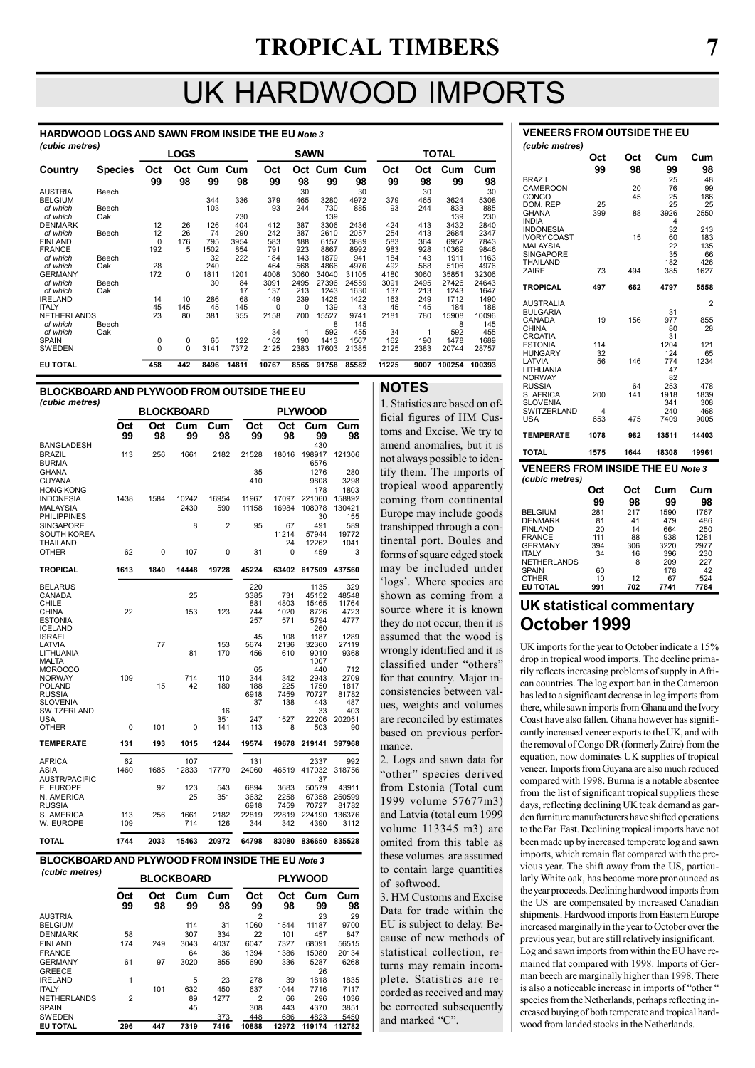# UK HARDWOOD IMPORTS

### HARDWOOD LOGS AND SAWN FROM INSIDE THE EU *Note 3*

*(cubic metres)*

| Country | Species | LOGS | | | | SAWN | | | | TOTAL | | | |
|---|---|---|---|---|---|---|---|---|---|---|---|---|---|
| | | Oct 99 | Oct 98 | Cum 99 | Cum 98 | Oct 99 | Oct 98 | Cum 99 | Cum 98 | Oct 99 | Oct 98 | Cum 99 | Cum 98 |
| AUSTRIA | Beech | | | | | | 30 | | 30 | | 30 | | 30 |
| BELGIUM | | | | 344 | 336 | 379 | 465 | 3280 | 4972 | 379 | 465 | 3624 | 5308 |
| *of which* | Beech | | | 103 | | 93 | 244 | 730 | 885 | 93 | 244 | 833 | 885 |
| *of which* | Oak | | | | 230 | | | 139 | | | | 139 | 230 |
| DENMARK | | 12 | 26 | 126 | 404 | 412 | 387 | 3306 | 2436 | 424 | 413 | 3432 | 2840 |
| *of which* | Beech | 12 | 26 | 74 | 290 | 242 | 387 | 2610 | 2057 | 254 | 413 | 2684 | 2347 |
| FINLAND | | 0 | 176 | 795 | 3954 | 583 | 188 | 6157 | 3889 | 583 | 364 | 6952 | 7843 |
| FRANCE | | 192 | 5 | 1502 | 854 | 791 | 923 | 8867 | 8992 | 983 | 928 | 10369 | 9846 |
| *of which* | Beech | | | 32 | 222 | 184 | 143 | 1879 | 941 | 184 | 143 | 1911 | 1163 |
| *of which* | Oak | 28 | | 240 | | 464 | 568 | 4866 | 4976 | 492 | 568 | 5106 | 4976 |
| GERMANY | | 172 | 0 | 1811 | 1201 | 4008 | 3060 | 34040 | 31105 | 4180 | 3060 | 35851 | 32306 |
| *of which* | Beech | | | 30 | 84 | 3091 | 2495 | 27396 | 24559 | 3091 | 2495 | 27426 | 24643 |
| *of which* | Oak | | | | 17 | 137 | 213 | 1243 | 1630 | 137 | 213 | 1243 | 1647 |
| IRELAND | | 14 | 10 | 286 | 68 | 149 | 239 | 1426 | 1422 | 163 | 249 | 1712 | 1490 |
| ITALY | | 45 | 145 | 45 | 145 | 0 | 0 | 139 | 43 | 45 | 145 | 184 | 188 |
| NETHERLANDS | | 23 | 80 | 381 | 355 | 2158 | 700 | 15527 | 9741 | 2181 | 780 | 15908 | 10096 |
| *of which* | Beech | | | | | | | 8 | 145 | | | 8 | 145 |
| *of which* | Oak | | | | | 34 | 1 | 592 | 455 | 34 | 1 | 592 | 455 |
| SPAIN | | 0 | 0 | 65 | 122 | 162 | 190 | 1413 | 1567 | 162 | 190 | 1478 | 1689 |
| SWEDEN | | 0 | 0 | 3141 | 7372 | 2125 | 2383 | 17603 | 21385 | 2125 | 2383 | 20744 | 28757 |
| **EU TOTAL** | | **458** | **442** | **8496** | **14811** | **10767** | **8565** | **91758** | **85582** | **11225** | **9007** | **100254** | **100393** |

### BLOCKBOARD AND PLYWOOD FROM OUTSIDE THE EU

*(cubic metres)*

| | BLOCKBOARD | | | | PLYWOOD | | | |
|---|---|---|---|---|---|---|---|---|
| | Oct 99 | Oct 98 | Cum 99 | Cum 98 | Oct 99 | Oct 98 | Cum 99 | Cum 98 |
| BANGLADESH | | | | | | | 430 | |
| BRAZIL | 113 | 256 | 1661 | 2182 | 21528 | 18016 | 198917 | 121306 |
| BURMA | | | | | | | 6576 | |
| GHANA | | | | | 35 | | 1276 | 280 |
| GUYANA | | | | | 410 | | 9808 | 3298 |
| HONG KONG | | | | | | | 178 | 1803 |
| INDONESIA | 1438 | 1584 | 10242 | 16954 | 11967 | 17097 | 221060 | 158892 |
| MALAYSIA | | | 2430 | 590 | 11158 | 16984 | 108078 | 130421 |
| PHILIPPINES | | | | | | | 30 | 155 |
| SINGAPORE | | | 8 | 2 | 95 | 67 | 491 | 589 |
| SOUTH KOREA | | | | | | 11214 | 57944 | 19772 |
| THAILAND | | | | | | 24 | 12262 | 1041 |
| OTHER | 62 | 0 | 107 | 0 | 31 | 0 | 459 | 3 |
| **TROPICAL** | **1613** | **1840** | **14448** | **19728** | **45224** | **63402** | **617509** | **437560** |
| BELARUS | | | | | 220 | | 1135 | 329 |
| CANADA | | | 25 | | 3385 | 731 | 45152 | 48548 |
| CHILE | | | | | 881 | 4803 | 15465 | 11764 |
| CHINA | 22 | | 153 | 123 | 744 | 1020 | 8726 | 4723 |
| ESTONIA | | | | | 257 | 571 | 5794 | 4777 |
| ICELAND | | | | | | | 260 | |
| ISRAEL | | | | | 45 | 108 | 1187 | 1289 |
| LATVIA | | 77 | | 153 | 5674 | 2136 | 32360 | 27119 |
| LITHUANIA | | | 81 | 170 | 456 | 610 | 9010 | 9368 |
| MALTA | | | | | | | 1007 | |
| MOROCCO | | | | | 65 | | 440 | 712 |
| NORWAY | 109 | | 714 | 110 | 344 | 342 | 2943 | 2709 |
| POLAND | | 15 | 42 | 180 | 188 | 225 | 1750 | 1817 |
| RUSSIA | | | | | 6918 | 7459 | 70727 | 81782 |
| SLOVENIA | | | | | 37 | 138 | 443 | 487 |
| SWITZERLAND | | | | 16 | | | 33 | 403 |
| USA | | | | 351 | 247 | 1527 | 22206 | 202051 |
| OTHER | 0 | 101 | 0 | 141 | 113 | 8 | 503 | 90 |
| **TEMPERATE** | **131** | **193** | **1015** | **1244** | **19574** | **19678** | **219141** | **397968** |
| AFRICA | 62 | | 107 | | 131 | | 2337 | 992 |
| ASIA | 1460 | 1685 | 12833 | 17770 | 24060 | 46519 | 417032 | 318756 |
| AUSTR/PACIFIC | | | | | | | 37 | |
| E. EUROPE | | 92 | 123 | 543 | 6894 | 3683 | 50579 | 43911 |
| N. AMERICA | | | 25 | 351 | 3632 | 2258 | 67358 | 250599 |
| RUSSIA | | | | | 6918 | 7459 | 70727 | 81782 |
| S. AMERICA | 113 | 256 | 1661 | 2182 | 22819 | 22819 | 224190 | 136376 |
| W. EUROPE | 109 | | 714 | 126 | 344 | 342 | 4390 | 3112 |
| **TOTAL** | **1744** | **2033** | **15463** | **20972** | **64798** | **83080** | **836650** | **835528** |

### BLOCKBOARD AND PLYWOOD FROM INSIDE THE EU *Note 3*

*(cubic metres)*

| | BLOCKBOARD | | | | PLYWOOD | | | |
|---|---|---|---|---|---|---|---|---|
| | Oct 99 | Oct 98 | Cum 99 | Cum 98 | Oct 99 | Oct 98 | Cum 99 | Cum 98 |
| AUSTRIA | | | | | 2 | | 23 | 29 |
| BELGIUM | | | 114 | 31 | 1060 | 1544 | 11187 | 9700 |
| DENMARK | 58 | | 307 | 334 | 22 | 101 | 457 | 847 |
| FINLAND | 174 | 249 | 3043 | 4037 | 6047 | 7327 | 68091 | 56515 |
| FRANCE | | | 64 | 36 | 1394 | 1386 | 15080 | 20134 |
| GERMANY | 61 | 97 | 3020 | 855 | 690 | 336 | 5287 | 6268 |
| GREECE | | | | | | | 26 | |
| IRELAND | 1 | | 5 | 23 | 278 | 39 | 1818 | 1835 |
| ITALY | | 101 | 632 | 450 | 637 | 1044 | 7716 | 7117 |
| NETHERLANDS | 2 | | 89 | 1277 | 2 | 66 | 296 | 1036 |
| SPAIN | | | 45 | | 308 | 443 | 4370 | 3851 |
| SWEDEN | | | | 373 | 448 | 686 | 4823 | 5450 |
| **EU TOTAL** | **296** | **447** | **7319** | **7416** | **10888** | **12972** | **119174** | **112782** |

## NOTES

1. Statistics are based on official figures of HM Customs and Excise. We try to amend anomalies, but it is not always possible to identify them. The imports of tropical wood apparently coming from continental Europe may include goods transhipped through a continental port. Boules and forms of square edged stock may be included under 'logs'. Where species are shown as coming from a source where it is known they do not occur, then it is assumed that the wood is wrongly identified and it is classified under "others" for that country. Major inconsistencies between values, weights and volumes are reconciled by estimates based on previous performance.

2. Logs and sawn data for "other" species derived from Estonia (Total cum 1999 volume 57677m3) and Latvia (total cum 1999 volume 113345 m3) are omited from this table as these volumes are assumed to contain large quantities of softwood.

3. HM Customs and Excise Data for trade within the EU is subject to delay. Because of new methods of statistical collection, returns may remain incomplete. Statistics are recorded as received and may be corrected subsequently and marked "C".

### VENEERS FROM OUTSIDE THE EU

*(cubic metres)*

| | Oct 99 | Oct 98 | Cum 99 | Cum 98 |
|---|---|---|---|---|
| BRAZIL | | | 25 | 48 |
| CAMEROON | | 20 | 76 | 99 |
| CONGO | | 45 | 25 | 186 |
| DOM. REP | 25 | | 25 | 25 |
| GHANA | 399 | 88 | 3926 | 2550 |
| INDIA | | | 4 | |
| INDONESIA | | | 32 | 213 |
| IVORY COAST | | 15 | 60 | 183 |
| MALAYSIA | | | 22 | 135 |
| SINGAPORE | | | 35 | 66 |
| THAILAND | | | 182 | 426 |
| ZAIRE | 73 | 494 | 385 | 1627 |
| **TROPICAL** | **497** | **662** | **4797** | **5558** |
| AUSTRALIA | | | | 2 |
| BULGARIA | | | 31 | |
| CANADA | 19 | 156 | 977 | 855 |
| CHINA | | | 80 | 28 |
| CROATIA | | | 31 | |
| ESTONIA | 114 | | 1204 | 121 |
| HUNGARY | 32 | | 124 | 65 |
| LATVIA | 56 | 146 | 774 | 1234 |
| LITHUANIA | | | 47 | |
| NORWAY | | | 82 | |
| RUSSIA | | 64 | 253 | 478 |
| S. AFRICA | 200 | 141 | 1918 | 1839 |
| SLOVENIA | | | 341 | 308 |
| SWITZERLAND | 4 | | 240 | 468 |
| USA | 653 | 475 | 7409 | 9005 |
| **TEMPERATE** | **1078** | **982** | **13511** | **14403** |
| **TOTAL** | **1575** | **1644** | **18308** | **19961** |

### VENEERS FROM INSIDE THE EU *Note 3*

*(cubic metres)*

| | Oct 99 | Oct 98 | Cum 99 | Cum 98 |
|---|---|---|---|---|
| BELGIUM | 281 | 217 | 1590 | 1767 |
| DENMARK | 81 | 41 | 479 | 486 |
| FINLAND | 20 | 14 | 664 | 250 |
| FRANCE | 111 | 88 | 938 | 1281 |
| GERMANY | 394 | 306 | 3220 | 2977 |
| ITALY | 34 | 16 | 396 | 230 |
| NETHERLANDS | | 8 | 209 | 227 |
| SPAIN | 60 | | 178 | 42 |
| OTHER | 10 | 12 | 67 | 524 |
| **EU TOTAL** | **991** | **702** | **7741** | **7784** |

## UK statistical commentary October 1999

UK imports for the year to October indicate a 15% drop in tropical wood imports. The decline primarily reflects increasing problems of supply in African countries. The log export ban in the Cameroon has led to a significant decrease in log imports from there, while sawn imports from Ghana and the Ivory Coast have also fallen. Ghana however has significantly increased veneer exports to the UK, and with the removal of Congo DR (formerly Zaire) from the equation, now dominates UK supplies of tropical veneer. Imports from Guyana are also much reduced compared with 1998. Burma is a notable absentee from the list of significant tropical suppliers these days, reflecting declining UK teak demand as garden furniture manufacturers have shifted operations to the Far East. Declining tropical imports have not been made up by increased temperate log and sawn imports, which remain flat compared with the previous year. The shift away from the US, particularly White oak, has become more pronounced as the year proceeds. Declining hardwood imports from the US are compensated by increased Canadian shipments. Hardwood imports from Eastern Europe increased marginally in the year to October over the previous year, but are still relatively insignificant. Log and sawn imports from within the EU have remained flat compared with 1998. Imports of German beech are marginally higher than 1998. There is also a noticeable increase in imports of "other" species from the Netherlands, perhaps reflecting increased buying of both temperate and tropical hardwood from landed stocks in the Netherlands.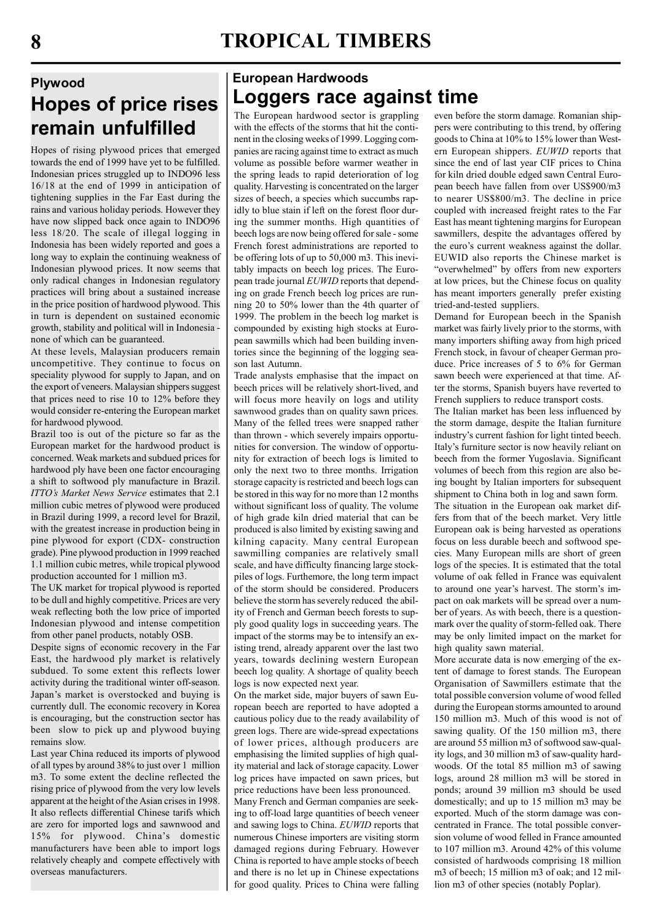## Plywood

# Hopes of price rises remain unfulfilled

Hopes of rising plywood prices that emerged towards the end of 1999 have yet to be fulfilled. Indonesian prices struggled up to INDO96 less 16/18 at the end of 1999 in anticipation of tightening supplies in the Far East during the rains and various holiday periods. However they have now slipped back once again to INDO96 less 18/20. The scale of illegal logging in Indonesia has been widely reported and goes a long way to explain the continuing weakness of Indonesian plywood prices. It now seems that only radical changes in Indonesian regulatory practices will bring about a sustained increase in the price position of hardwood plywood. This in turn is dependent on sustained economic growth, stability and political will in Indonesia - none of which can be guaranteed.

At these levels, Malaysian producers remain uncompetitive. They continue to focus on speciality plywood for supply to Japan, and on the export of veneers. Malaysian shippers suggest that prices need to rise 10 to 12% before they would consider re-entering the European market for hardwood plywood.

Brazil too is out of the picture so far as the European market for the hardwood product is concerned. Weak markets and subdued prices for hardwood ply have been one factor encouraging a shift to softwood ply manufacture in Brazil. *ITTO's Market News Service* estimates that 2.1 million cubic metres of plywood were produced in Brazil during 1999, a record level for Brazil, with the greatest increase in production being in pine plywood for export (CDX- construction grade). Pine plywood production in 1999 reached 1.1 million cubic metres, while tropical plywood production accounted for 1 million m3.

The UK market for tropical plywood is reported to be dull and highly competitive. Prices are very weak reflecting both the low price of imported Indonesian plywood and intense competition from other panel products, notably OSB.

Despite signs of economic recovery in the Far East, the hardwood ply market is relatively subdued. To some extent this reflects lower activity during the traditional winter off-season. Japan's market is overstocked and buying is currently dull. The economic recovery in Korea is encouraging, but the construction sector has been slow to pick up and plywood buying remains slow.

Last year China reduced its imports of plywood of all types by around 38% to just over 1 million m3. To some extent the decline reflected the rising price of plywood from the very low levels apparent at the height of the Asian crises in 1998. It also reflects differential Chinese tarifs which are zero for imported logs and sawnwood and 15% for plywood. China's domestic manufacturers have been able to import logs relatively cheaply and compete effectively with overseas manufacturers.

## European Hardwoods

# Loggers race against time

The European hardwood sector is grappling with the effects of the storms that hit the continent in the closing weeks of 1999. Logging companies are racing against time to extract as much volume as possible before warmer weather in the spring leads to rapid deterioration of log quality. Harvesting is concentrated on the larger sizes of beech, a species which succumbs rapidly to blue stain if left on the forest floor during the summer months. High quantities of beech logs are now being offered for sale - some French forest administrations are reported to be offering lots of up to 50,000 m3. This inevitably impacts on beech log prices. The European trade journal *EUWID* reports that depending on grade French beech log prices are running 20 to 50% lower than the 4th quarter of 1999. The problem in the beech log market is compounded by existing high stocks at European sawmills which had been building inventories since the beginning of the logging season last Autumn.

Trade analysts emphasise that the impact on beech prices will be relatively short-lived, and will focus more heavily on logs and utility sawnwood grades than on quality sawn prices. Many of the felled trees were snapped rather than thrown - which severely impairs opportunities for conversion. The window of opportunity for extraction of beech logs is limited to only the next two to three months. Irrigation storage capacity is restricted and beech logs can be stored in this way for no more than 12 months without significant loss of quality. The volume of high grade kiln dried material that can be produced is also limited by existing sawing and kilning capacity. Many central European sawmilling companies are relatively small scale, and have difficulty financing large stockpiles of logs. Furthermore, the long term impact of the storm should be considered. Producers believe the storm has severely reduced the ability of French and German beech forests to supply good quality logs in succeeding years. The impact of the storms may be to intensify an existing trend, already apparent over the last two years, towards declining western European beech log quality. A shortage of quality beech logs is now expected next year.

On the market side, major buyers of sawn European beech are reported to have adopted a cautious policy due to the ready availability of green logs. There are wide-spread expectations of lower prices, although producers are emphasising the limited supplies of high quality material and lack of storage capacity. Lower log prices have impacted on sawn prices, but price reductions have been less pronounced.

Many French and German companies are seeking to off-load large quantities of beech veneer and sawing logs to China. *EUWID* reports that numerous Chinese importers are visiting storm damaged regions during February. However China is reported to have ample stocks of beech and there is no let up in Chinese expectations for good quality. Prices to China were falling even before the storm damage. Romanian shippers were contributing to this trend, by offering goods to China at 10% to 15% lower than Western European shippers. *EUWID* reports that since the end of last year CIF prices to China for kiln dried double edged sawn Central European beech have fallen from over US$900/m3 to nearer US$800/m3. The decline in price coupled with increased freight rates to the Far East has meant tightening margins for European sawmillers, despite the advantages offered by the euro's current weakness against the dollar. EUWID also reports the Chinese market is "overwhelmed" by offers from new exporters at low prices, but the Chinese focus on quality has meant importers generally prefer existing tried-and-tested suppliers.

Demand for European beech in the Spanish market was fairly lively prior to the storms, with many importers shifting away from high priced French stock, in favour of cheaper German produce. Price increases of 5 to 6% for German sawn beech were experienced at that time. After the storms, Spanish buyers have reverted to French suppliers to reduce transport costs.

The Italian market has been less influenced by the storm damage, despite the Italian furniture industry's current fashion for light tinted beech. Italy's furniture sector is now heavily reliant on beech from the former Yugoslavia. Significant volumes of beech from this region are also being bought by Italian importers for subsequent shipment to China both in log and sawn form.

The situation in the European oak market differs from that of the beech market. Very little European oak is being harvested as operations focus on less durable beech and softwood species. Many European mills are short of green logs of the species. It is estimated that the total volume of oak felled in France was equivalent to around one year's harvest. The storm's impact on oak markets will be spread over a number of years. As with beech, there is a questionmark over the quality of storm-felled oak. There may be only limited impact on the market for high quality sawn material.

More accurate data is now emerging of the extent of damage to forest stands. The European Organisation of Sawmillers estimate that the total possible conversion volume of wood felled during the European storms amounted to around 150 million m3. Much of this wood is not of sawing quality. Of the 150 million m3, there are around 55 million m3 of softwood saw-quality logs, and 30 million m3 of saw-quality hardwoods. Of the total 85 million m3 of sawing logs, around 28 million m3 will be stored in ponds; around 39 million m3 should be used domestically; and up to 15 million m3 may be exported. Much of the storm damage was concentrated in France. The total possible conversion volume of wood felled in France amounted to 107 million m3. Around 42% of this volume consisted of hardwoods comprising 18 million m3 of beech; 15 million m3 of oak; and 12 million m3 of other species (notably Poplar).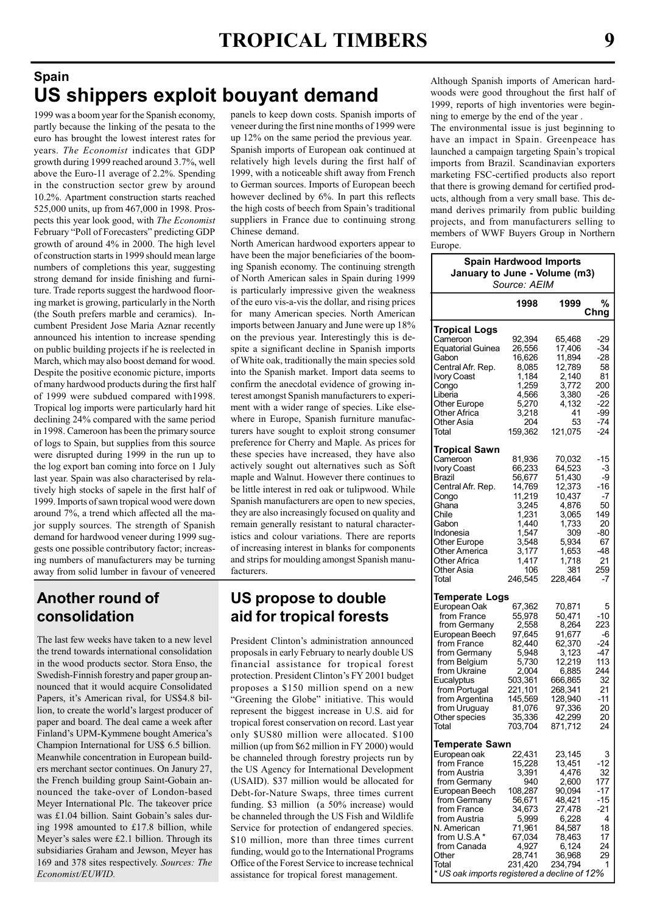## Spain

# US shippers exploit bouyant demand

1999 was a boom year for the Spanish economy, partly because the linking of the pesata to the euro has brought the lowest interest rates for years. *The Economist* indicates that GDP growth during 1999 reached around 3.7%, well above the Euro-11 average of 2.2%. Spending in the construction sector grew by around 10.2%. Apartment construction starts reached 525,000 units, up from 467,000 in 1998. Prospects this year look good, with *The Economist* February "Poll of Forecasters" predicting GDP growth of around 4% in 2000. The high level of construction starts in 1999 should mean large numbers of completions this year, suggesting strong demand for inside finishing and furniture. Trade reports suggest the hardwood flooring market is growing, particularly in the North (the South prefers marble and ceramics). Incumbent President Jose Maria Aznar recently announced his intention to increase spending on public building projects if he is reelected in March, which may also boost demand for wood. Despite the positive economic picture, imports of many hardwood products during the first half of 1999 were subdued compared with1998. Tropical log imports were particularly hard hit declining 24% compared with the same period in 1998. Cameroon has been the primary source of logs to Spain, but supplies from this source were disrupted during 1999 in the run up to the log export ban coming into force on 1 July last year. Spain was also characterised by relatively high stocks of sapele in the first half of 1999. Imports of sawn tropical wood were down around 7%, a trend which affected all the major supply sources. The strength of Spanish demand for hardwood veneer during 1999 suggests one possible contributory factor; increasing numbers of manufacturers may be turning away from solid lumber in favour of veneered panels to keep down costs. Spanish imports of veneer during the first nine months of 1999 were up 12% on the same period the previous year.

Spanish imports of European oak continued at relatively high levels during the first half of 1999, with a noticeable shift away from French to German sources. Imports of European beech however declined by 6%. In part this reflects the high costs of beech from Spain's traditional suppliers in France due to continuing strong Chinese demand.

North American hardwood exporters appear to have been the major beneficiaries of the booming Spanish economy. The continuing strength of North American sales in Spain during 1999 is particularly impressive given the weakness of the euro vis-a-vis the dollar, and rising prices for many American species. North American imports between January and June were up 18% on the previous year. Interestingly this is despite a significant decline in Spanish imports of White oak, traditionally the main species sold into the Spanish market. Import data seems to confirm the anecdotal evidence of growing interest amongst Spanish manufacturers to experiment with a wider range of species. Like elsewhere in Europe, Spanish furniture manufacturers have sought to exploit strong consumer preference for Cherry and Maple. As prices for these species have increased, they have also actively sought out alternatives such as Soft maple and Walnut. However there continues to be little interest in red oak or tulipwood. While Spanish manufacturers are open to new species, they are also increasingly focused on quality and remain generally resistant to natural characteristics and colour variations. There are reports of increasing interest in blanks for components and strips for moulding amongst Spanish manufacturers.

Although Spanish imports of American hardwoods were good throughout the first half of 1999, reports of high inventories were beginning to emerge by the end of the year .

The environmental issue is just beginning to have an impact in Spain. Greenpeace has launched a campaign targeting Spain's tropical imports from Brazil. Scandinavian exporters marketing FSC-certified products also report that there is growing demand for certified products, although from a very small base. This demand derives primarily from public building projects, and from manufacturers selling to members of WWF Buyers Group in Northern Europe.

**Spain Hardwood Imports**
**January to June - Volume (m3)**
*Source: AEIM*

| | 1998 | 1999 | % Chng |
|---|---|---|---|
| **Tropical Logs** | | | |
| Cameroon | 92,394 | 65,468 | -29 |
| Equatorial Guinea | 26,556 | 17,406 | -34 |
| Gabon | 16,626 | 11,894 | -28 |
| Central Afr. Rep. | 8,085 | 12,789 | 58 |
| Ivory Coast | 1,184 | 2,140 | 81 |
| Congo | 1,259 | 3,772 | 200 |
| Liberia | 4,566 | 3,380 | -26 |
| Other Europe | 5,270 | 4,132 | -22 |
| Other Africa | 3,218 | 41 | -99 |
| Other Asia | 204 | 53 | -74 |
| Total | 159,362 | 121,075 | -24 |
| **Tropical Sawn** | | | |
| Cameroon | 81,936 | 70,032 | -15 |
| Ivory Coast | 66,233 | 64,523 | -3 |
| Brazil | 56,677 | 51,430 | -9 |
| Central Afr. Rep. | 14,769 | 12,373 | -16 |
| Congo | 11,219 | 10,437 | -7 |
| Ghana | 3,245 | 4,876 | 50 |
| Chile | 1,231 | 3,065 | 149 |
| Gabon | 1,440 | 1,733 | 20 |
| Indonesia | 1,547 | 309 | -80 |
| Other Europe | 3,548 | 5,934 | 67 |
| Other America | 3,177 | 1,653 | -48 |
| Other Africa | 1,417 | 1,718 | 21 |
| Other Asia | 106 | 381 | 259 |
| Total | 246,545 | 228,464 | -7 |
| **Temperate Logs** | | | |
| European Oak | 67,362 | 70,871 | 5 |
| from France | 55,978 | 50,471 | -10 |
| from Germany | 2,558 | 8,264 | 223 |
| European Beech | 97,645 | 91,677 | -6 |
| from France | 82,440 | 62,370 | -24 |
| from Germany | 5,948 | 3,123 | -47 |
| from Belgium | 5,730 | 12,219 | 113 |
| from Ukraine | 2,004 | 6,885 | 244 |
| Eucalyptus | 503,361 | 666,865 | 32 |
| from Portugal | 221,101 | 268,341 | 21 |
| from Argentina | 145,569 | 128,940 | -11 |
| from Uruguay | 81,076 | 97,336 | 20 |
| Other species | 35,336 | 42,299 | 20 |
| Total | 703,704 | 871,712 | 24 |
| **Temperate Sawn** | | | |
| European oak | 22,431 | 23,145 | 3 |
| from France | 15,228 | 13,451 | -12 |
| from Austria | 3,391 | 4,476 | 32 |
| from Germany | 940 | 2,600 | 177 |
| European Beech | 108,287 | 90,094 | -17 |
| from Germany | 56,671 | 48,421 | -15 |
| from France | 34,673 | 27,478 | -21 |
| from Austria | 5,999 | 6,228 | 4 |
| N. American | 71,961 | 84,587 | 18 |
| from U.S.A * | 67,034 | 78,463 | 17 |
| from Canada | 4,927 | 6,124 | 24 |
| Other | 28,741 | 36,968 | 29 |
| Total | 231,420 | 234,794 | 1 |

*\* US oak imports registered a decline of 12%*

## Another round of consolidation

The last few weeks have taken to a new level the trend towards international consolidation in the wood products sector. Stora Enso, the Swedish-Finnish forestry and paper group announced that it would acquire Consolidated Papers, it's American rival, for US$4.8 billion, to create the world's largest producer of paper and board. The deal came a week after Finland's UPM-Kymmene bought America's Champion International for US$ 6.5 billion. Meanwhile concentration in European builders merchant sector continues. On Janury 27, the French building group Saint-Gobain announced the take-over of London-based Meyer International Plc. The takeover price was £1.04 billion. Saint Gobain's sales during 1998 amounted to £17.8 billion, while Meyer's sales were £2.1 billion. Through its subsidiaries Graham and Jewson, Meyer has 169 and 378 sites respectively. *Sources: The Economist/EUWID.*

## US propose to double aid for tropical forests

President Clinton's administration announced proposals in early February to nearly double US financial assistance for tropical forest protection. President Clinton's FY 2001 budget proposes a $150 million spend on a new "Greening the Globe" initiative. This would represent the biggest increase in U.S. aid for tropical forest conservation on record. Last year only $US80 million were allocated. $100 million (up from $62 million in FY 2000) would be channeled through forestry projects run by the US Agency for International Development (USAID). $37 million would be allocated for Debt-for-Nature Swaps, three times current funding. $3 million (a 50% increase) would be channeled through the US Fish and Wildlife Service for protection of endangered species. $10 million, more than three times current funding, would go to the International Programs Office of the Forest Service to increase technical assistance for tropical forest management.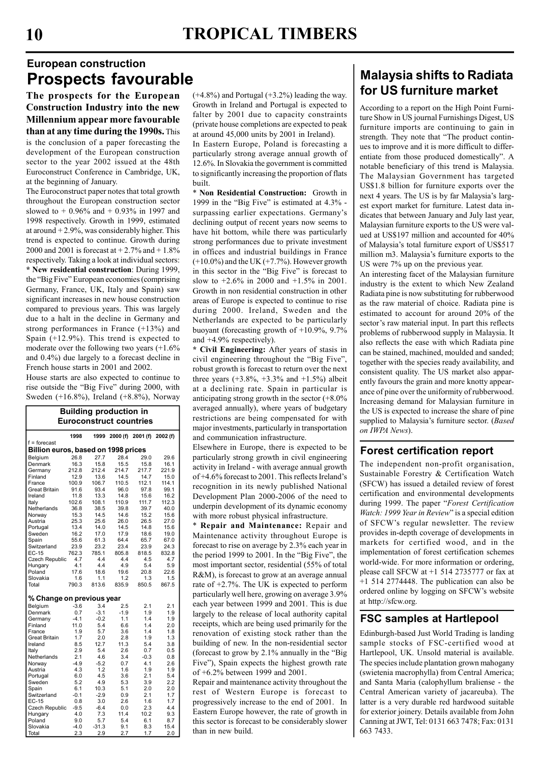## European construction

# Prospects favourable

**The prospects for the European Construction Industry into the new Millennium appear more favourable than at any time during the 1990s.** This is the conclusion of a paper forecasting the development of the European construction sector to the year 2002 issued at the 48th Euroconstruct Conference in Cambridge, UK, at the beginning of January.

The Euroconstruct paper notes that total growth throughout the European construction sector slowed to + 0.96% and + 0.93% in 1997 and 1998 respectively. Growth in 1999, estimated at around + 2.9%, was considerably higher. This trend is expected to continue. Growth during 2000 and 2001 is forecast at + 2.7% and + 1.8% respectively. Taking a look at individual sectors:

**\* New residential construction**: During 1999, the "Big Five" European economies (comprising Germany, France, UK, Italy and Spain) saw significant increases in new house construction compared to previous years. This was largely due to a halt in the decline in Germany and strong performances in France (+13%) and Spain (+12.9%). This trend is expected to moderate over the following two years (+1.6% and 0.4%) due largely to a forecast decline in French house starts in 2001 and 2002.

House starts are also expected to continue to rise outside the "Big Five" during 2000, with Sweden (+16.8%), Ireland (+8.8%), Norway (+4.8%) and Portugal (+3.2%) leading the way. Growth in Ireland and Portugal is expected to falter by 2001 due to capacity constraints (private house completions are expected to peak at around 45,000 units by 2001 in Ireland).

In Eastern Europe, Poland is forecasting a particularly strong average annual growth of 12.6%. In Slovakia the government is committed to significantly increasing the proportion of flats built.

\* **Non Residential Construction:** Growth in 1999 in the "Big Five" is estimated at 4.3% - surpassing earlier expectations. Germany's declining output of recent years now seems to have hit bottom, while there was particularly strong performances due to private investment in offices and industrial buildings in France (+10.0%) and the UK (+7.7%). However growth in this sector in the "Big Five" is forecast to slow to +2.6% in 2000 and +1.5% in 2001. Growth in non residential construction in other areas of Europe is expected to continue to rise during 2000. Ireland, Sweden and the Netherlands are expected to be particularly buoyant (forecasting growth of +10.9%, 9.7% and +4.9% respectively).

**\* Civil Engineering:** After years of stasis in civil engineering throughout the "Big Five", robust growth is forecast to return over the next three years (+3.8%, +3.3% and +1.5%) albeit at a declining rate. Spain in particular is anticipating strong growth in the sector (+8.0% averaged annually), where years of budgetary restrictions are being compensated for with major investments, particularly in transportation and communication infrastructure.

Elsewhere in Europe, there is expected to be particularly strong growth in civil engineering activity in Ireland - with average annual growth of +4.6% forecast to 2001. This reflects Ireland's recognition in its newly published National Development Plan 2000-2006 of the need to underpin development of its dynamic economy with more robust physical infrastructure.

\* **Repair and Maintenance:** Repair and Maintenance activity throughout Europe is forecast to rise on average by 2.3% each year in the period 1999 to 2001. In the "Big Five", the most important sector, residential (55% of total R&M), is forecast to grow at an average annual rate of +2.7%. The UK is expected to perform particularly well here, growing on average 3.9% each year between 1999 and 2001. This is due largely to the release of local authority capital receipts, which are being used primarily for the renovation of existing stock rather than the building of new. In the non-residential sector (forecast to grow by 2.1% annually in the "Big Five"), Spain expects the highest growth rate of +6.2% between 1999 and 2001.

Repair and maintenance activity throughout the rest of Western Europe is forecast to progressively increase to the end of 2001. In Eastern Europe however, the rate of growth in this sector is forecast to be considerably slower than in new build.

**Building production in Euroconstruct countries**

f = forecast

| | 1998 | 1999 | 2000 (f) | 2001 (f) | 2002 (f) |
|---|---|---|---|---|---|
| **Billion euros, based on 1998 prices** | | | | | |
| Belgium | 26.8 | 27.7 | 28.4 | 29.0 | 29.6 |
| Denmark | 16.3 | 15.8 | 15.5 | 15.8 | 16.1 |
| Germany | 212.8 | 212.4 | 214.7 | 217.7 | 221.9 |
| Finland | 12.9 | 13.6 | 14.5 | 14.7 | 15.0 |
| France | 100.9 | 106.7 | 110.5 | 112.1 | 114.1 |
| Great Britain | 91.6 | 93.4 | 96.0 | 97.8 | 99.1 |
| Ireland | 11.8 | 13.3 | 14.8 | 15.6 | 16.2 |
| Italy | 102.6 | 108.1 | 110.9 | 111.7 | 112.3 |
| Netherlands | 36.8 | 38.5 | 39.8 | 39.7 | 40.0 |
| Norway | 15.3 | 14.5 | 14.6 | 15.2 | 15.6 |
| Austria | 25.3 | 25.6 | 26.0 | 26.5 | 27.0 |
| Portugal | 13.4 | 14.0 | 14.5 | 14.8 | 15.6 |
| Sweden | 16.2 | 17.0 | 17.9 | 18.6 | 19.0 |
| Spain | 55.6 | 61.3 | 64.4 | 65.7 | 67.0 |
| Switzerland | 23.9 | 23.2 | 23.4 | 23.9 | 24.3 |
| EC-15 | 762.3 | 785.1 | 805.8 | 818.5 | 832.8 |
| Czech Republic | 4.7 | 4.4 | 4.4 | 4.5 | 4.7 |
| Hungary | 4.1 | 4.4 | 4.9 | 5.4 | 5.9 |
| Poland | 17.6 | 18.6 | 19.6 | 20.8 | 22.6 |
| Slovakia | 1.6 | 1.1 | 1.2 | 1.3 | 1.5 |
| Total | 790.3 | 813.6 | 835.9 | 850.5 | 867.5 |
| **% Change on previous year** | | | | | |
| Belgium | -3.6 | 3.4 | 2.5 | 2.1 | 2.1 |
| Denmark | 0.7 | -3.1 | -1.9 | 1.9 | 1.9 |
| Germany | -4.1 | -0.2 | 1.1 | 1.4 | 1.9 |
| Finland | 11.0 | 5.4 | 6.6 | 1.4 | 2.0 |
| France | 1.9 | 5.7 | 3.6 | 1.4 | 1.8 |
| Great Britain | 1.7 | 2.0 | 2.8 | 1.9 | 1.3 |
| Ireland | 8.5 | 12.7 | 11.3 | 5.4 | 3.8 |
| Italy | 2.9 | 5.4 | 2.6 | 0.7 | 0.5 |
| Netherlands | 2.1 | 4.6 | 3.4 | -0.3 | 0.8 |
| Norway | -4.9 | -5.2 | 0.7 | 4.1 | 2.6 |
| Austria | 4.3 | 1.2 | 1.6 | 1.9 | 1.9 |
| Portugal | 6.0 | 4.5 | 3.6 | 2.1 | 5.4 |
| Sweden | 5.2 | 4.9 | 5.3 | 3.9 | 2.2 |
| Spain | 6.1 | 10.3 | 5.1 | 2.0 | 2.0 |
| Switzerland | -0.1 | -2.9 | 0.9 | 2.1 | 1.7 |
| EC-15 | 0.8 | 3.0 | 2.6 | 1.6 | 1.7 |
| Czech Republic | -9.5 | -6.4 | 0.0 | 2.3 | 4.4 |
| Hungary | 4.0 | 7.3 | 11.4 | 10.2 | 9.3 |
| Poland | 9.0 | 5.7 | 5.4 | 6.1 | 8.7 |
| Slovakia | -4.0 | -31.3 | 9.1 | 8.3 | 15.4 |
| Total | 2.3 | 2.9 | 2.7 | 1.7 | 2.0 |

## Malaysia shifts to Radiata for US furniture market

According to a report on the High Point Furniture Show in US journal Furnishings Digest, US furniture imports are continuing to gain in strength. They note that "The product continues to improve and it is more difficult to differentiate from those produced domestically". A notable beneficiary of this trend is Malaysia. The Malaysian Government has targeted US$1.8 billion for furniture exports over the next 4 years. The US is by far Malaysia's largest export market for furniture. Latest data indicates that between January and July last year, Malaysian furniture exports to the US were valued at US$197 million and accounted for 40% of Malaysia's total furniture export of US$517 million m3. Malaysia's furniture exports to the US were 7% up on the previous year.

An interesting facet of the Malaysian furniture industry is the extent to which New Zealand Radiata pine is now substituting for rubberwood as the raw material of choice. Radiata pine is estimated to account for around 20% of the sector's raw material input. In part this reflects problems of rubberwood supply in Malaysia. It also reflects the ease with which Radiata pine can be stained, machined, moulded and sanded; together with the species ready availability, and consistent quality. The US market also apparently favours the grain and more knotty appearance of pine over the uniformity of rubberwood. Increasing demand for Malaysian furniture in the US is expected to increase the share of pine supplied to Malaysia's furniture sector. (*Based on IWPA News*).

## Forest certification report

The independent non-profit organisation, Sustainable Forestry & Certification Watch (SFCW) has issued a detailed review of forest certification and environmental developments during 1999. The paper "*Forest Certification Watch: 1999 Year in Review*" is a special edition of SFCW's regular newsletter. The review provides in-depth coverage of developments in markets for certified wood, and in the implementation of forest certification schemes world-wide. For more information or ordering, please call SFCW at +1 514 2735777 or fax at +1 514 2774448. The publication can also be ordered online by logging on SFCW's website at http://sfcw.org.

## FSC samples at Hartlepool

Edinburgh-based Just World Trading is landing sample stocks of FSC-certified wood at Hartlepool, UK. Unsold material is available. The species include plantation grown mahogany (swietenia macrophylla) from Central America; and Santa Maria (calophyllum braliense - the Central American variety of jacareuba). The latter is a very durable red hardwood suitable for exterior joinery. Details available from John Canning at JWT, Tel: 0131 663 7478; Fax: 0131 663 7433.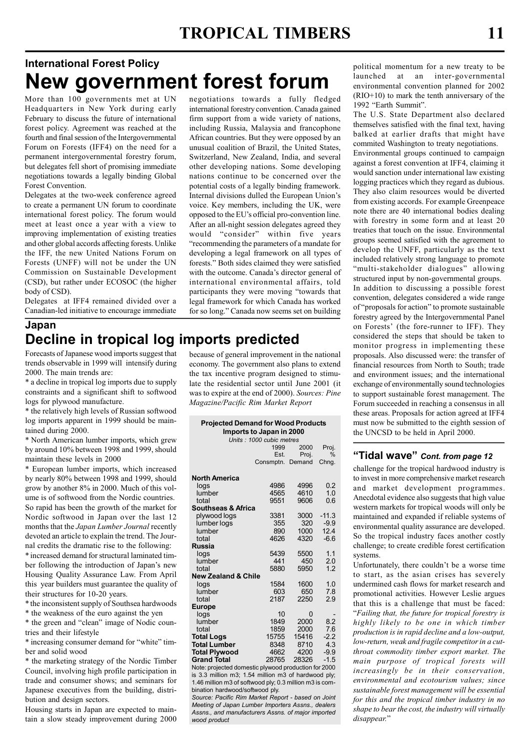## International Forest Policy

# New government forest forum

More than 100 governments met at UN Headquarters in New York during early February to discuss the future of international forest policy. Agreement was reached at the fourth and final session of the Intergovernmental Forum on Forests (IFF4) on the need for a permanent intergovernmental forestry forum, but delegates fell short of promising immediate negotiations towards a legally binding Global Forest Convention.

Delegates at the two-week conference agreed to create a permanent UN forum to coordinate international forest policy. The forum would meet at least once a year with a view to improving implementation of existing treaties and other global accords affecting forests. Unlike the IFF, the new United Nations Forum on Forests (UNFF) will not be under the UN Commission on Sustainable Development (CSD), but rather under ECOSOC (the higher body of CSD).

Delegates at IFF4 remained divided over a Canadian-led initiative to encourage immediate negotiations towards a fully fledged international forestry convention. Canada gained firm support from a wide variety of nations, including Russia, Malaysia and francophone African countries. But they were opposed by an unusual coalition of Brazil, the United States, Switzerland, New Zealand, India, and several other developing nations. Some developing nations continue to be concerned over the potential costs of a legally binding framework. Internal divisions dulled the European Union's voice. Key members, including the UK, were opposed to the EU's official pro-convention line. After an all-night session delegates agreed they would "consider" within five years "recommending the parameters of a mandate for developing a legal framework on all types of forests." Both sides claimed they were satisfied with the outcome. Canada's director general of international environmental affairs, told participants they were moving "towards that legal framework for which Canada has worked for so long." Canada now seems set on building political momentum for a new treaty to be launched at an inter-governmental environmental convention planned for 2002 (RIO+10) to mark the tenth anniversary of the 1992 "Earth Summit".

The U.S. State Department also declared themselves satisfied with the final text, having balked at earlier drafts that might have commited Washington to treaty negotiations.

Environmental groups continued to campaign against a forest convention at IFF4, claiming it would sanction under international law existing logging practices which they regard as dubious. They also claim resources would be diverted from existing accords. For example Greenpeace note there are 40 international bodies dealing with forestry in some form and at least 20 treaties that touch on the issue. Environmental groups seemed satisfied with the agreement to develop the UNFF, particularly as the text included relatively strong language to promote "multi-stakeholder dialogues" allowing structured input by non-governmental groups.

In addition to discussing a possible forest convention, delegates considered a wide range of "proposals for action" to promote sustainable forestry agreed by the Intergovernmental Panel on Forests' (the fore-runner to IFF). They considered the steps that should be taken to monitor progress in implementing these proposals. Also discussed were: the transfer of financial resources from North to South; trade and environment issues; and the international exchange of environmentally sound technologies to support sustainable forest management. The Forum succeeded in reaching a consensus in all these areas. Proposals for action agreed at IFF4 must now be submitted to the eighth session of the UNCSD to be held in April 2000.

## Japan

# Decline in tropical log imports predicted

Forecasts of Japanese wood imports suggest that trends observable in 1999 will intensify during 2000. The main trends are:

* a decline in tropical log imports due to supply constraints and a significant shift to softwood logs for plywood manufacture.
* the relatively high levels of Russian softwood log imports apparent in 1999 should be maintained during 2000.
* North American lumber imports, which grew by around 10% between 1998 and 1999, should maintain these levels in 2000
* European lumber imports, which increased by nearly 80% between 1998 and 1999, should grow by another 8% in 2000. Much of this volume is of softwood from the Nordic countries.

So rapid has been the growth of the market for Nordic softwood in Japan over the last 12 months that the *Japan Lumber Journal* recently devoted an article to explain the trend. The Journal credits the dramatic rise to the following:

* increased demand for structural laminated timber following the introduction of Japan's new Housing Quality Assurance Law. From April this year builders must guarantee the quality of their structures for 10-20 years.
* the inconsistent supply of Southsea hardwoods
* the weakness of the euro against the yen
* the green and "clean" image of Nodic countries and their lifestyle
* increasing consumer demand for "white" timber and solid wood
* the marketing strategy of the Nordic Timber Council, involving high profile participation in trade and consumer shows; and seminars for Japanese executives from the building, distribution and design sectors.

Housing starts in Japan are expected to maintain a slow steady improvement during 2000 because of general improvement in the national economy. The government also plans to extend the tax incentive program designed to stimulate the residential sector until June 2001 (it was to expire at the end of 2000). *Sources: Pine Magazine/Pacific Rim Market Report*

**Projected Demand for Wood Products Imports to Japan in 2000**

*Units : 1000 cubic metres*

| | 1999 Est. Consmptn. | 2000 Proj. Demand | Proj. % Chng. |
|---|---|---|---|
| **North America** | | | |
| logs | 4986 | 4996 | 0.2 |
| lumber | 4565 | 4610 | 1.0 |
| total | 9551 | 9606 | 0.6 |
| **Southseas & Africa** | | | |
| plywood logs | 3381 | 3000 | -11.3 |
| lumber logs | 355 | 320 | -9.9 |
| lumber | 890 | 1000 | 12.4 |
| total | 4626 | 4320 | -6.6 |
| **Russia** | | | |
| logs | 5439 | 5500 | 1.1 |
| lumber | 441 | 450 | 2.0 |
| total | 5880 | 5950 | 1.2 |
| **New Zealand & Chile** | | | |
| logs | 1584 | 1600 | 1.0 |
| lumber | 603 | 650 | 7.8 |
| total | 2187 | 2250 | 2.9 |
| **Europe** | | | |
| logs | 10 | 0 | - |
| lumber | 1849 | 2000 | 8.2 |
| total | 1859 | 2000 | 7.6 |
| **Total Logs** | 15755 | 15416 | -2.2 |
| **Total Lumber** | 8348 | 8710 | 4.3 |
| **Total Plywood** | 4662 | 4200 | -9.9 |
| **Grand Total** | 28765 | 28326 | -1.5 |

Note: projected domestic plywood production for 2000 is 3.3 million m3; 1.54 million m3 of hardwood ply; 1.46 million m3 of softwood ply; 0.3 million m3 is combination hardwood/softwood ply.

*Source: Pacific Rim Market Report - based on Joint Meeting of Japan Lumber Importers Assns., dealers Assns., and manufacturers Assns. of major imported wood product*

## "Tidal wave" *Cont. from page 12*

challenge for the tropical hardwood industry is to invest in more comprehensive market research and market development programmes. Anecdotal evidence also suggests that high value western markets for tropical woods will only be maintained and expanded if reliable systems of environmental quality assurance are developed. So the tropical industry faces another costly challenge; to create credible forest certification systems.

Unfortunately, there couldn't be a worse time to start, as the asian crises has severely undermined cash flows for market research and promotional activities. However Leslie argues that this is a challenge that must be faced: "*Failing that, the future for tropical forestry is highly likely to be one in which timber production is in rapid decline and a low-output, low-return, weak and fragile competitor in a cut-throat commodity timber export market. The main purpose of tropical forests will increasingly be in their conservation, environmental and ecotourism values; since sustainable forest management will be essential for this and the tropical timber industry in no shape to bear the cost, the industry will virtually disappear.*"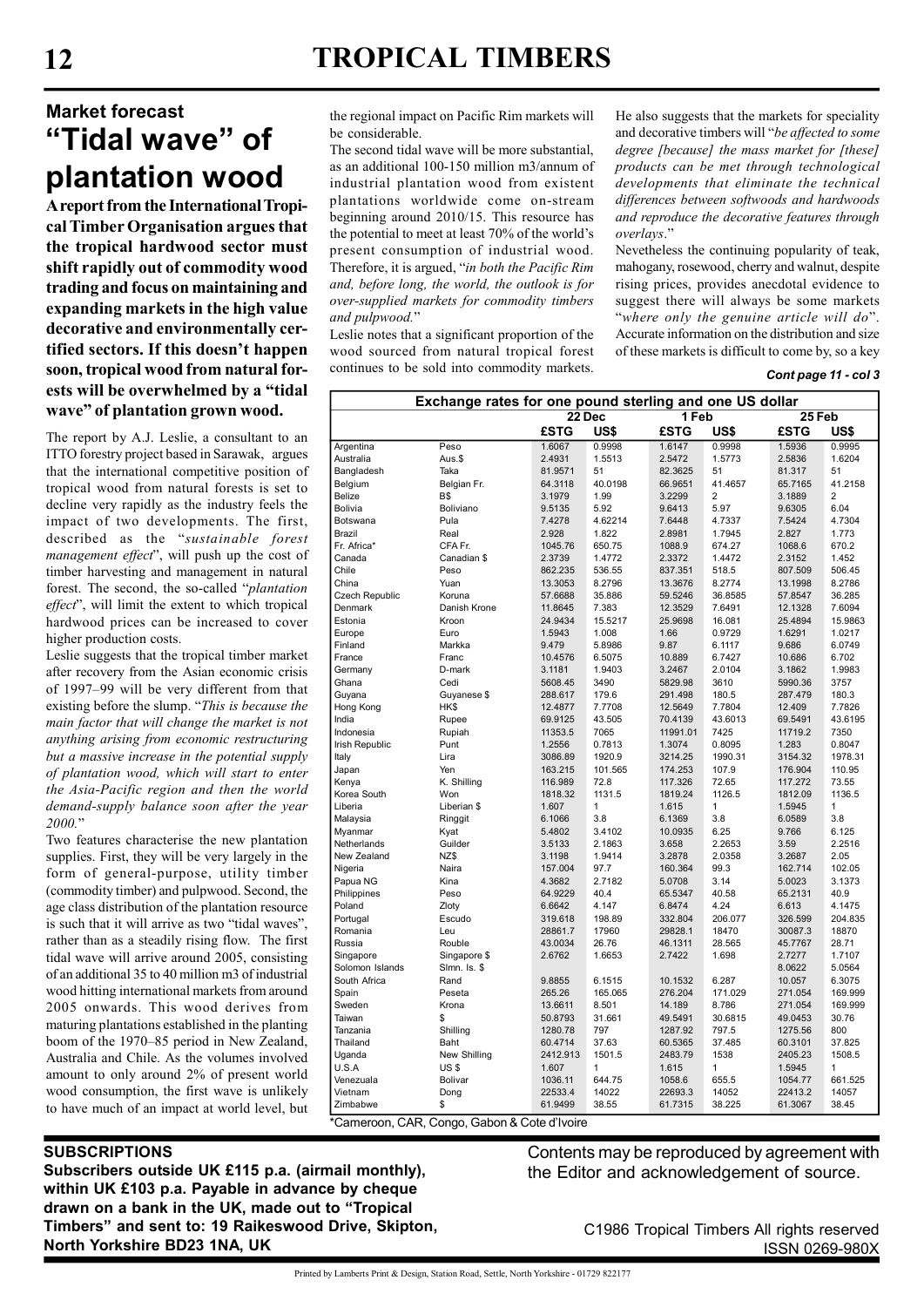## Market forecast

# "Tidal wave" of plantation wood

**A report from the International Tropical Timber Organisation argues that the tropical hardwood sector must shift rapidly out of commodity wood trading and focus on maintaining and expanding markets in the high value decorative and environmentally certified sectors. If this doesn't happen soon, tropical wood from natural forests will be overwhelmed by a "tidal wave" of plantation grown wood.**

The report by A.J. Leslie, a consultant to an ITTO forestry project based in Sarawak, argues that the international competitive position of tropical wood from natural forests is set to decline very rapidly as the industry feels the impact of two developments. The first, described as the "*sustainable forest management effect*", will push up the cost of timber harvesting and management in natural forest. The second, the so-called "*plantation effect*", will limit the extent to which tropical hardwood prices can be increased to cover higher production costs.

Leslie suggests that the tropical timber market after recovery from the Asian economic crisis of 1997–99 will be very different from that existing before the slump. "*This is because the main factor that will change the market is not anything arising from economic restructuring but a massive increase in the potential supply of plantation wood, which will start to enter the Asia-Pacific region and then the world demand-supply balance soon after the year 2000.*"

Two features characterise the new plantation supplies. First, they will be very largely in the form of general-purpose, utility timber (commodity timber) and pulpwood. Second, the age class distribution of the plantation resource is such that it will arrive as two "tidal waves", rather than as a steadily rising flow. The first tidal wave will arrive around 2005, consisting of an additional 35 to 40 million m3 of industrial wood hitting international markets from around 2005 onwards. This wood derives from maturing plantations established in the planting boom of the 1970–85 period in New Zealand, Australia and Chile. As the volumes involved amount to only around 2% of present world wood consumption, the first wave is unlikely to have much of an impact at world level, but the regional impact on Pacific Rim markets will be considerable.

The second tidal wave will be more substantial, as an additional 100-150 million m3/annum of industrial plantation wood from existent plantations worldwide come on-stream beginning around 2010/15. This resource has the potential to meet at least 70% of the world's present consumption of industrial wood. Therefore, it is argued, "*in both the Pacific Rim and, before long, the world, the outlook is for over-supplied markets for commodity timbers and pulpwood.*"

Leslie notes that a significant proportion of the wood sourced from natural tropical forest continues to be sold into commodity markets. He also suggests that the markets for speciality and decorative timbers will "*be affected to some degree [because] the mass market for [these] products can be met through technological developments that eliminate the technical differences between softwoods and hardwoods and reproduce the decorative features through overlays*."

Nevetheless the continuing popularity of teak, mahogany, rosewood, cherry and walnut, despite rising prices, provides anecdotal evidence to suggest there will always be some markets "*where only the genuine article will do*". Accurate information on the distribution and size of these markets is difficult to come by, so a key

***Cont page 11 - col 3***

**Exchange rates for one pound sterling and one US dollar**

| | | 22 Dec | | 1 Feb | | 25 Feb | |
|---|---|---|---|---|---|---|---|
| | | £STG | US$ | £STG | US$ | £STG | US$ |
| Argentina | Peso | 1.6067 | 0.9998 | 1.6147 | 0.9998 | 1.5936 | 0.9995 |
| Australia | Aus.$ | 2.4931 | 1.5513 | 2.5472 | 1.5773 | 2.5836 | 1.6204 |
| Bangladesh | Taka | 81.9571 | 51 | 82.3625 | 51 | 81.317 | 51 |
| Belgium | Belgian Fr. | 64.3118 | 40.0198 | 66.9651 | 41.4657 | 65.7165 | 41.2158 |
| Belize | B$ | 3.1979 | 1.99 | 3.2299 | 2 | 3.1889 | 2 |
| Bolivia | Boliviano | 9.5135 | 5.92 | 9.6413 | 5.97 | 9.6305 | 6.04 |
| Botswana | Pula | 7.4278 | 4.62214 | 7.6448 | 4.7337 | 7.5424 | 4.7304 |
| Brazil | Real | 2.928 | 1.822 | 2.8981 | 1.7945 | 2.827 | 1.773 |
| Fr. Africa* | CFA Fr. | 1045.76 | 650.75 | 1088.9 | 674.27 | 1068.6 | 670.2 |
| Canada | Canadian $ | 2.3739 | 1.4772 | 2.3372 | 1.4472 | 2.3152 | 1.452 |
| Chile | Peso | 862.235 | 536.55 | 837.351 | 518.5 | 807.509 | 506.45 |
| China | Yuan | 13.3053 | 8.2796 | 13.3676 | 8.2774 | 13.1998 | 8.2786 |
| Czech Republic | Koruna | 57.6688 | 35.886 | 59.5246 | 36.8585 | 57.8547 | 36.285 |
| Denmark | Danish Krone | 11.8645 | 7.383 | 12.3529 | 7.6491 | 12.1328 | 7.6094 |
| Estonia | Kroon | 24.9434 | 15.5217 | 25.9698 | 16.081 | 25.4894 | 15.9863 |
| Europe | Euro | 1.5943 | 1.008 | 1.66 | 0.9729 | 1.6291 | 1.0217 |
| Finland | Markka | 9.479 | 5.8986 | 9.87 | 6.1117 | 9.686 | 6.0749 |
| France | Franc | 10.4576 | 6.5075 | 10.889 | 6.7427 | 10.686 | 6.702 |
| Germany | D-mark | 3.1181 | 1.9403 | 3.2467 | 2.0104 | 3.1862 | 1.9983 |
| Ghana | Cedi | 5608.45 | 3490 | 5829.98 | 3610 | 5990.36 | 3757 |
| Guyana | Guyanese $ | 288.617 | 179.6 | 291.498 | 180.5 | 287.479 | 180.3 |
| Hong Kong | HK$ | 12.4877 | 7.7708 | 12.5649 | 7.7804 | 12.409 | 7.7826 |
| India | Rupee | 69.9125 | 43.505 | 70.4139 | 43.6013 | 69.5491 | 43.6195 |
| Indonesia | Rupiah | 11353.5 | 7065 | 11991.01 | 7425 | 11719.2 | 7350 |
| Irish Republic | Punt | 1.2556 | 0.7813 | 1.3074 | 0.8095 | 1.283 | 0.8047 |
| Italy | Lira | 3086.89 | 1920.9 | 3214.25 | 1990.31 | 3154.32 | 1978.31 |
| Japan | Yen | 163.215 | 101.565 | 174.253 | 107.9 | 176.904 | 110.95 |
| Kenya | K. Shilling | 116.989 | 72.8 | 117.326 | 72.65 | 117.272 | 73.55 |
| Korea South | Won | 1818.32 | 1131.5 | 1819.24 | 1126.5 | 1812.09 | 1136.5 |
| Liberia | Liberian $ | 1.607 | 1 | 1.615 | 1 | 1.5945 | 1 |
| Malaysia | Ringgit | 6.1066 | 3.8 | 6.1369 | 3.8 | 6.0589 | 3.8 |
| Myanmar | Kyat | 5.4802 | 3.4102 | 10.0935 | 6.25 | 9.766 | 6.125 |
| Netherlands | Guilder | 3.5133 | 2.1863 | 3.658 | 2.2653 | 3.59 | 2.2516 |
| New Zealand | NZ$ | 3.1198 | 1.9414 | 3.2878 | 2.0358 | 3.2687 | 2.05 |
| Nigeria | Naira | 157.004 | 97.7 | 160.364 | 99.3 | 162.714 | 102.05 |
| Papua NG | Kina | 4.3682 | 2.7182 | 5.0708 | 3.14 | 5.0023 | 3.1373 |
| Philippines | Peso | 64.9229 | 40.4 | 65.5347 | 40.58 | 65.2131 | 40.9 |
| Poland | Zloty | 6.6642 | 4.147 | 6.8474 | 4.24 | 6.613 | 4.1475 |
| Portugal | Escudo | 319.618 | 198.89 | 332.804 | 206.077 | 326.599 | 204.835 |
| Romania | Leu | 28861.7 | 17960 | 29828.1 | 18470 | 30087.3 | 18870 |
| Russia | Rouble | 43.0034 | 26.76 | 46.1311 | 28.565 | 45.7767 | 28.71 |
| Singapore | Singapore $ | 2.6762 | 1.6653 | 2.7422 | 1.698 | 2.7277 | 1.7107 |
| Solomon Islands | Slmn. Is. $ | | | | | 8.0622 | 5.0564 |
| South Africa | Rand | 9.8855 | 6.1515 | 10.1532 | 6.287 | 10.057 | 6.3075 |
| Spain | Peseta | 265.26 | 165.065 | 276.204 | 171.029 | 271.054 | 169.999 |
| Sweden | Krona | 13.6611 | 8.501 | 14.189 | 8.786 | 271.054 | 169.999 |
| Taiwan | $ | 50.8793 | 31.661 | 49.5491 | 30.6815 | 49.0453 | 30.76 |
| Tanzania | Shilling | 1280.78 | 797 | 1287.92 | 797.5 | 1275.56 | 800 |
| Thailand | Baht | 60.4714 | 37.63 | 60.5365 | 37.485 | 60.3101 | 37.825 |
| Uganda | New Shilling | 2412.913 | 1501.5 | 2483.79 | 1538 | 2405.23 | 1508.5 |
| U.S.A | US $ | 1.607 | 1 | 1.615 | 1 | 1.5945 | 1 |
| Venezuala | Bolivar | 1036.11 | 644.75 | 1058.6 | 655.5 | 1054.77 | 661.525 |
| Vietnam | Dong | 22533.4 | 14022 | 22693.3 | 14052 | 22413.2 | 14057 |
| Zimbabwe | $ | 61.9499 | 38.55 | 61.7315 | 38.225 | 61.3067 | 38.45 |

*Cameroon, CAR, Congo, Gabon & Cote d'Ivoire

**SUBSCRIPTIONS**

**Subscribers outside UK £115 p.a. (airmail monthly), within UK £103 p.a. Payable in advance by cheque drawn on a bank in the UK, made out to "Tropical Timbers" and sent to: 19 Raikeswood Drive, Skipton, North Yorkshire BD23 1NA, UK**

Contents may be reproduced by agreement with the Editor and acknowledgement of source.

C1986 Tropical Timbers All rights reserved
ISSN 0269-980X

Printed by Lamberts Print & Design, Station Road, Settle, North Yorkshire - 01729 822177